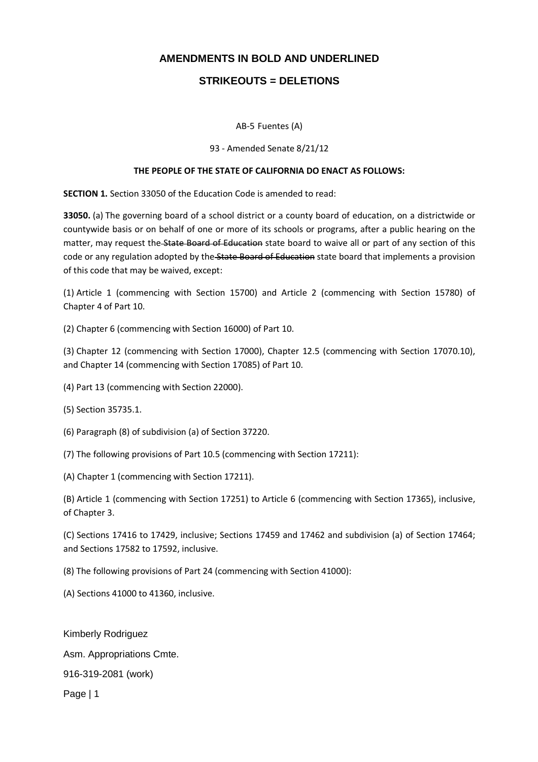## AMENDMENTS IN BOLD AND UNDERLINED

## STRIKEOUTS = DELETIONS

AB-5 Fuentes (A)

93 - Amended Senate 8/21/12

**THE PEOPLE OF THE STATE OF CALIFORNIA DO ENACT AS FOLLOWS:**

**SECTION 1.** Section 33050 of the Education Code is amended to read:

**33050.** (a) The governing board of a school district or a county board of education, on a districtwide or countywide basis or on behalf of one or more of its schools or programs, after a public hearing on the matter, may request the ~~State Board of Education~~ state board to waive all or part of any section of this code or any regulation adopted by the ~~State Board of Education~~ state board that implements a provision of this code that may be waived, except:

(1) Article 1 (commencing with Section 15700) and Article 2 (commencing with Section 15780) of Chapter 4 of Part 10.

(2) Chapter 6 (commencing with Section 16000) of Part 10.

(3) Chapter 12 (commencing with Section 17000), Chapter 12.5 (commencing with Section 17070.10), and Chapter 14 (commencing with Section 17085) of Part 10.

(4) Part 13 (commencing with Section 22000).

(5) Section 35735.1.

(6) Paragraph (8) of subdivision (a) of Section 37220.

(7) The following provisions of Part 10.5 (commencing with Section 17211):

(A) Chapter 1 (commencing with Section 17211).

(B) Article 1 (commencing with Section 17251) to Article 6 (commencing with Section 17365), inclusive, of Chapter 3.

(C) Sections 17416 to 17429, inclusive; Sections 17459 and 17462 and subdivision (a) of Section 17464; and Sections 17582 to 17592, inclusive.

(8) The following provisions of Part 24 (commencing with Section 41000):

(A) Sections 41000 to 41360, inclusive.

Kimberly Rodriguez

Asm. Appropriations Cmte.

916-319-2081 (work)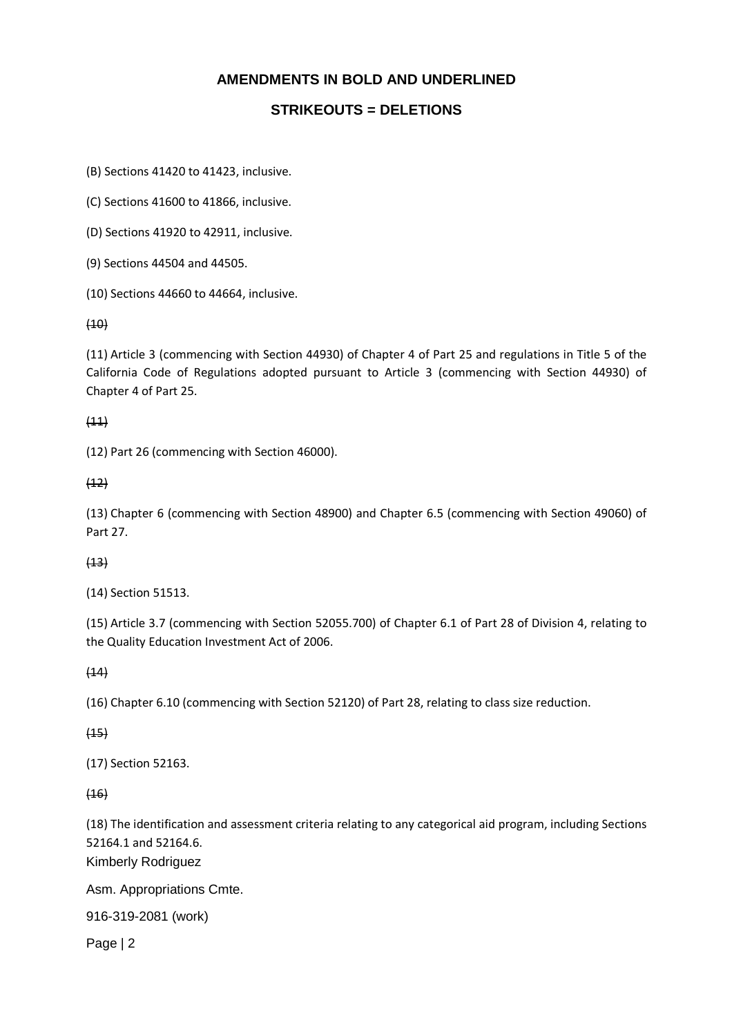**AMENDMENTS IN BOLD AND UNDERLINED**

**STRIKEOUTS = DELETIONS**

(B) Sections 41420 to 41423, inclusive.

(C) Sections 41600 to 41866, inclusive.

(D) Sections 41920 to 42911, inclusive.

(9) Sections 44504 and 44505.

(10) Sections 44660 to 44664, inclusive.

~~(10)~~

(11) Article 3 (commencing with Section 44930) of Chapter 4 of Part 25 and regulations in Title 5 of the California Code of Regulations adopted pursuant to Article 3 (commencing with Section 44930) of Chapter 4 of Part 25.

~~(11)~~

(12) Part 26 (commencing with Section 46000).

~~(12)~~

(13) Chapter 6 (commencing with Section 48900) and Chapter 6.5 (commencing with Section 49060) of Part 27.

~~(13)~~

(14) Section 51513.

(15) Article 3.7 (commencing with Section 52055.700) of Chapter 6.1 of Part 28 of Division 4, relating to the Quality Education Investment Act of 2006.

~~(14)~~

(16) Chapter 6.10 (commencing with Section 52120) of Part 28, relating to class size reduction.

~~(15)~~

(17) Section 52163.

~~(16)~~

(18) The identification and assessment criteria relating to any categorical aid program, including Sections 52164.1 and 52164.6.

Kimberly Rodriguez

Asm. Appropriations Cmte.

916-319-2081 (work)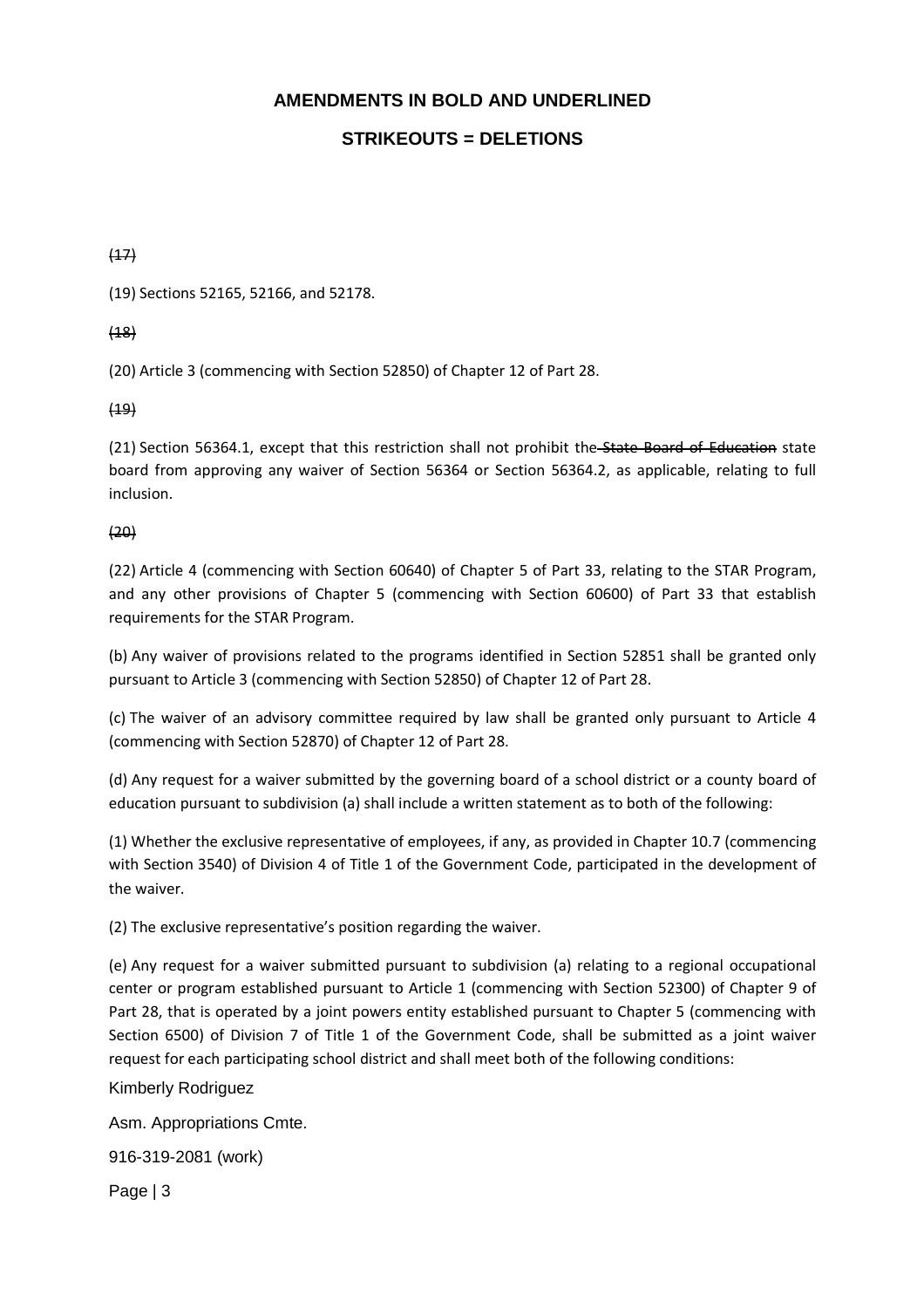~~(17)~~

(19) Sections 52165, 52166, and 52178.

~~(18)~~

(20) Article 3 (commencing with Section 52850) of Chapter 12 of Part 28.

~~(19)~~

(21) Section 56364.1, except that this restriction shall not prohibit the ~~State Board of Education~~ state board from approving any waiver of Section 56364 or Section 56364.2, as applicable, relating to full inclusion.

~~(20)~~

(22) Article 4 (commencing with Section 60640) of Chapter 5 of Part 33, relating to the STAR Program, and any other provisions of Chapter 5 (commencing with Section 60600) of Part 33 that establish requirements for the STAR Program.

(b) Any waiver of provisions related to the programs identified in Section 52851 shall be granted only pursuant to Article 3 (commencing with Section 52850) of Chapter 12 of Part 28.

(c) The waiver of an advisory committee required by law shall be granted only pursuant to Article 4 (commencing with Section 52870) of Chapter 12 of Part 28.

(d) Any request for a waiver submitted by the governing board of a school district or a county board of education pursuant to subdivision (a) shall include a written statement as to both of the following:

(1) Whether the exclusive representative of employees, if any, as provided in Chapter 10.7 (commencing with Section 3540) of Division 4 of Title 1 of the Government Code, participated in the development of the waiver.

(2) The exclusive representative's position regarding the waiver.

(e) Any request for a waiver submitted pursuant to subdivision (a) relating to a regional occupational center or program established pursuant to Article 1 (commencing with Section 52300) of Chapter 9 of Part 28, that is operated by a joint powers entity established pursuant to Chapter 5 (commencing with Section 6500) of Division 7 of Title 1 of the Government Code, shall be submitted as a joint waiver request for each participating school district and shall meet both of the following conditions: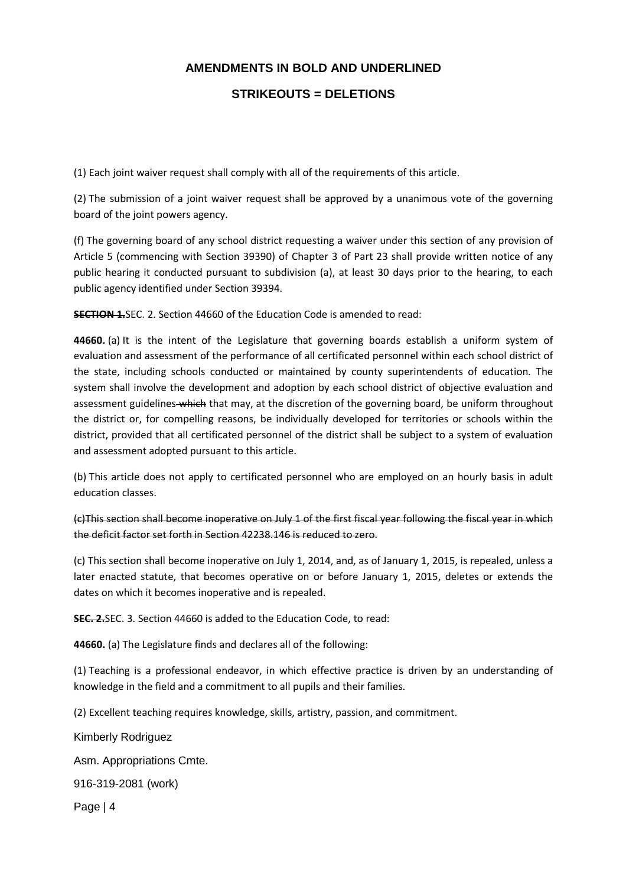**AMENDMENTS IN BOLD AND UNDERLINED**

**STRIKEOUTS = DELETIONS**

(1) Each joint waiver request shall comply with all of the requirements of this article.

(2) The submission of a joint waiver request shall be approved by a unanimous vote of the governing board of the joint powers agency.

(f) The governing board of any school district requesting a waiver under this section of any provision of Article 5 (commencing with Section 39390) of Chapter 3 of Part 23 shall provide written notice of any public hearing it conducted pursuant to subdivision (a), at least 30 days prior to the hearing, to each public agency identified under Section 39394.

~~**SECTION 1.**~~SEC. 2. Section 44660 of the Education Code is amended to read:

**44660.** (a) It is the intent of the Legislature that governing boards establish a uniform system of evaluation and assessment of the performance of all certificated personnel within each school district of the state, including schools conducted or maintained by county superintendents of education. The system shall involve the development and adoption by each school district of objective evaluation and assessment guidelines~~ which~~ that may, at the discretion of the governing board, be uniform throughout the district or, for compelling reasons, be individually developed for territories or schools within the district, provided that all certificated personnel of the district shall be subject to a system of evaluation and assessment adopted pursuant to this article.

(b) This article does not apply to certificated personnel who are employed on an hourly basis in adult education classes.

~~(c)This section shall become inoperative on July 1 of the first fiscal year following the fiscal year in which the deficit factor set forth in Section 42238.146 is reduced to zero.~~

(c) This section shall become inoperative on July 1, 2014, and, as of January 1, 2015, is repealed, unless a later enacted statute, that becomes operative on or before January 1, 2015, deletes or extends the dates on which it becomes inoperative and is repealed.

~~**SEC. 2.**~~SEC. 3. Section 44660 is added to the Education Code, to read:

**44660.** (a) The Legislature finds and declares all of the following:

(1) Teaching is a professional endeavor, in which effective practice is driven by an understanding of knowledge in the field and a commitment to all pupils and their families.

(2) Excellent teaching requires knowledge, skills, artistry, passion, and commitment.

Kimberly Rodriguez

Asm. Appropriations Cmte.

916-319-2081 (work)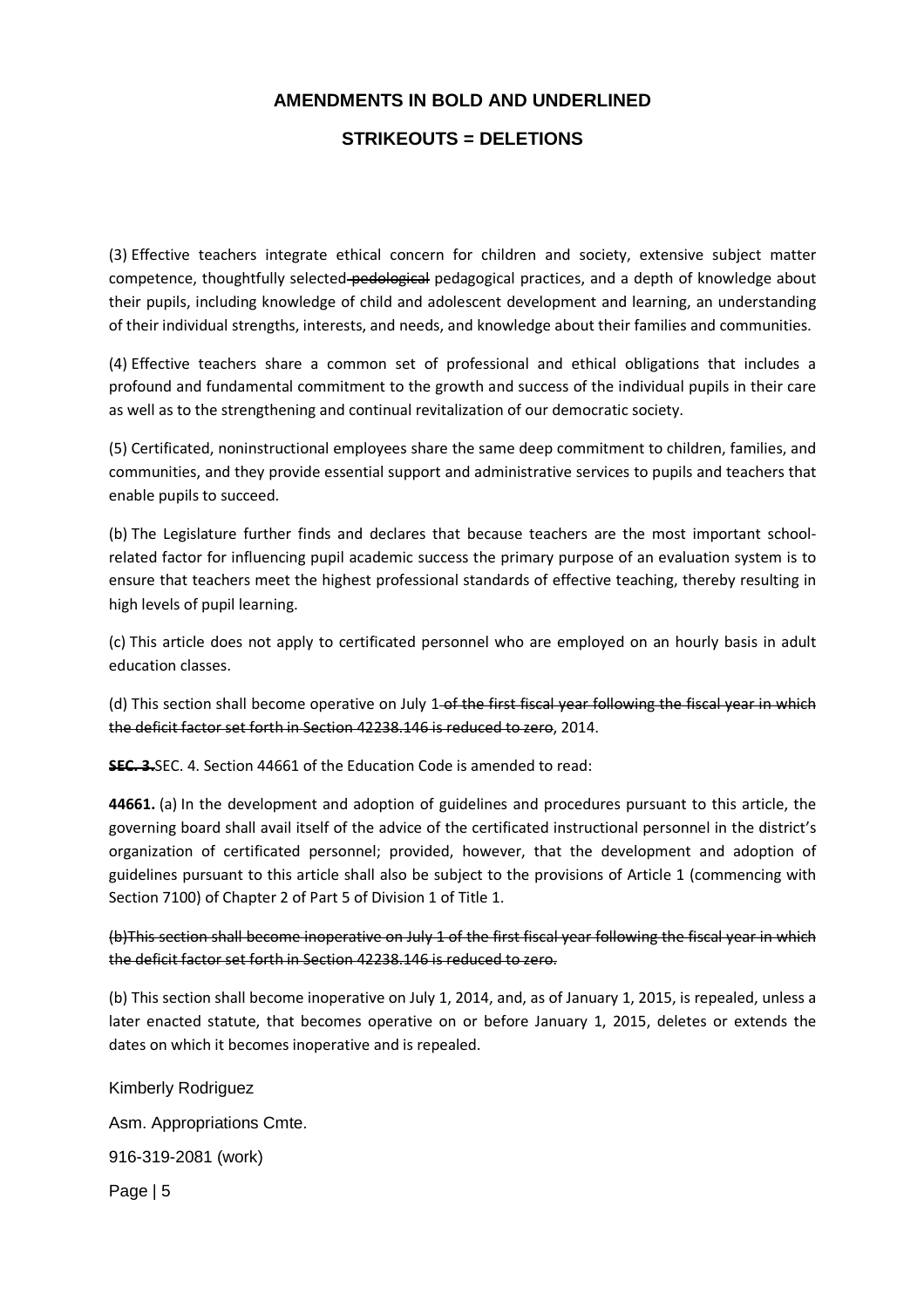**AMENDMENTS IN BOLD AND UNDERLINED**

**STRIKEOUTS = DELETIONS**

(3) Effective teachers integrate ethical concern for children and society, extensive subject matter competence, thoughtfully selected ~~pedological~~ pedagogical practices, and a depth of knowledge about their pupils, including knowledge of child and adolescent development and learning, an understanding of their individual strengths, interests, and needs, and knowledge about their families and communities.

(4) Effective teachers share a common set of professional and ethical obligations that includes a profound and fundamental commitment to the growth and success of the individual pupils in their care as well as to the strengthening and continual revitalization of our democratic society.

(5) Certificated, noninstructional employees share the same deep commitment to children, families, and communities, and they provide essential support and administrative services to pupils and teachers that enable pupils to succeed.

(b) The Legislature further finds and declares that because teachers are the most important school-related factor for influencing pupil academic success the primary purpose of an evaluation system is to ensure that teachers meet the highest professional standards of effective teaching, thereby resulting in high levels of pupil learning.

(c) This article does not apply to certificated personnel who are employed on an hourly basis in adult education classes.

(d) This section shall become operative on July 1 ~~of the first fiscal year following the fiscal year in which the deficit factor set forth in Section 42238.146 is reduced to zero~~, 2014.

~~**SEC. 3.**~~SEC. 4. Section 44661 of the Education Code is amended to read:

**44661.** (a) In the development and adoption of guidelines and procedures pursuant to this article, the governing board shall avail itself of the advice of the certificated instructional personnel in the district's organization of certificated personnel; provided, however, that the development and adoption of guidelines pursuant to this article shall also be subject to the provisions of Article 1 (commencing with Section 7100) of Chapter 2 of Part 5 of Division 1 of Title 1.

~~(b)This section shall become inoperative on July 1 of the first fiscal year following the fiscal year in which the deficit factor set forth in Section 42238.146 is reduced to zero.~~

(b) This section shall become inoperative on July 1, 2014, and, as of January 1, 2015, is repealed, unless a later enacted statute, that becomes operative on or before January 1, 2015, deletes or extends the dates on which it becomes inoperative and is repealed.

Kimberly Rodriguez

Asm. Appropriations Cmte.

916-319-2081 (work)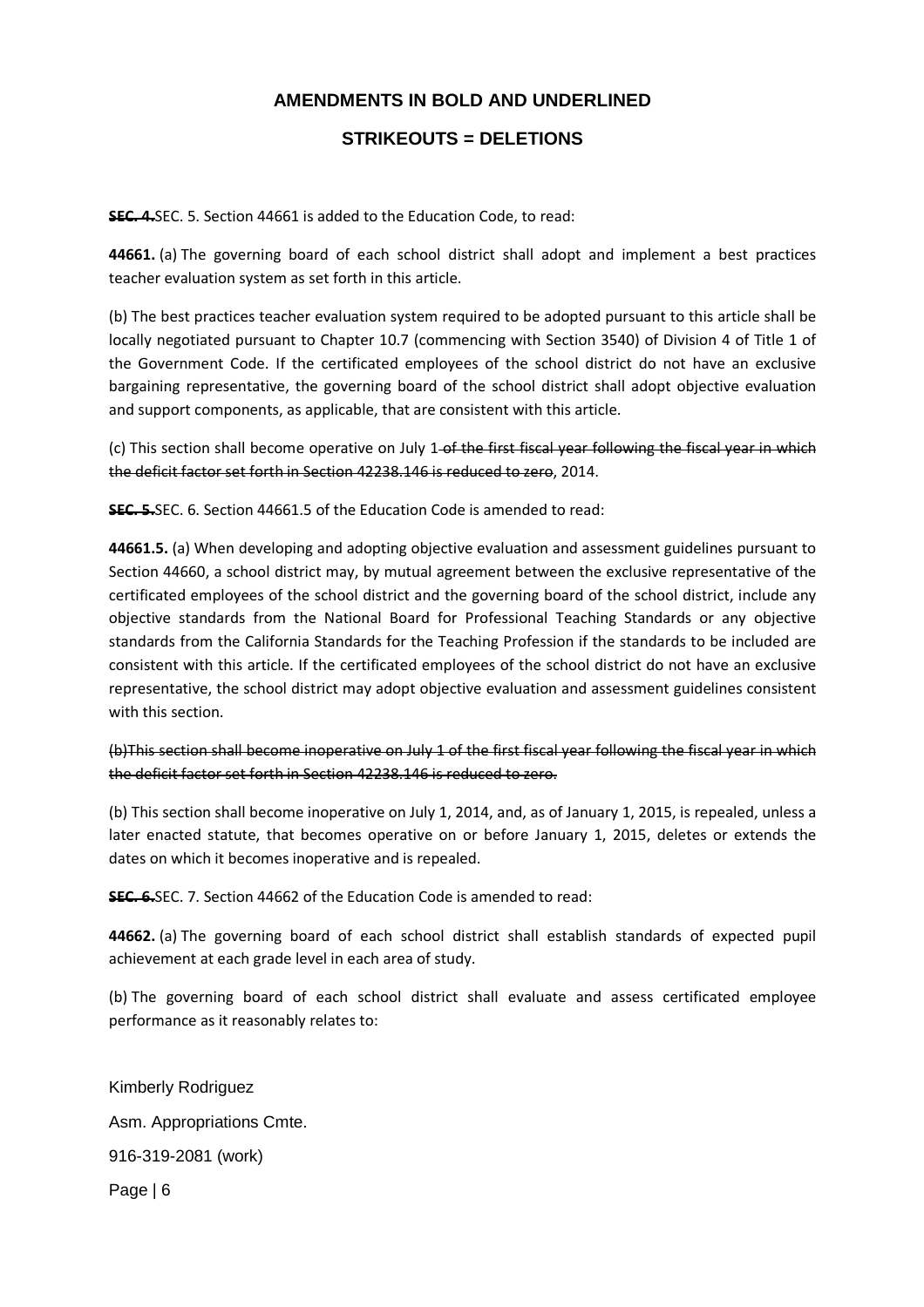**AMENDMENTS IN BOLD AND UNDERLINED**

**STRIKEOUTS = DELETIONS**

~~**SEC. 4.**~~SEC. 5. Section 44661 is added to the Education Code, to read:

**44661.** (a) The governing board of each school district shall adopt and implement a best practices teacher evaluation system as set forth in this article.

(b) The best practices teacher evaluation system required to be adopted pursuant to this article shall be locally negotiated pursuant to Chapter 10.7 (commencing with Section 3540) of Division 4 of Title 1 of the Government Code. If the certificated employees of the school district do not have an exclusive bargaining representative, the governing board of the school district shall adopt objective evaluation and support components, as applicable, that are consistent with this article.

(c) This section shall become operative on July 1~~ of the first fiscal year following the fiscal year in which the deficit factor set forth in Section 42238.146 is reduced to zero~~, 2014.

~~**SEC. 5.**~~SEC. 6. Section 44661.5 of the Education Code is amended to read:

**44661.5.** (a) When developing and adopting objective evaluation and assessment guidelines pursuant to Section 44660, a school district may, by mutual agreement between the exclusive representative of the certificated employees of the school district and the governing board of the school district, include any objective standards from the National Board for Professional Teaching Standards or any objective standards from the California Standards for the Teaching Profession if the standards to be included are consistent with this article. If the certificated employees of the school district do not have an exclusive representative, the school district may adopt objective evaluation and assessment guidelines consistent with this section.

~~(b)This section shall become inoperative on July 1 of the first fiscal year following the fiscal year in which the deficit factor set forth in Section 42238.146 is reduced to zero.~~

(b) This section shall become inoperative on July 1, 2014, and, as of January 1, 2015, is repealed, unless a later enacted statute, that becomes operative on or before January 1, 2015, deletes or extends the dates on which it becomes inoperative and is repealed.

~~**SEC. 6.**~~SEC. 7. Section 44662 of the Education Code is amended to read:

**44662.** (a) The governing board of each school district shall establish standards of expected pupil achievement at each grade level in each area of study.

(b) The governing board of each school district shall evaluate and assess certificated employee performance as it reasonably relates to:

Kimberly Rodriguez

Asm. Appropriations Cmte.

916-319-2081 (work)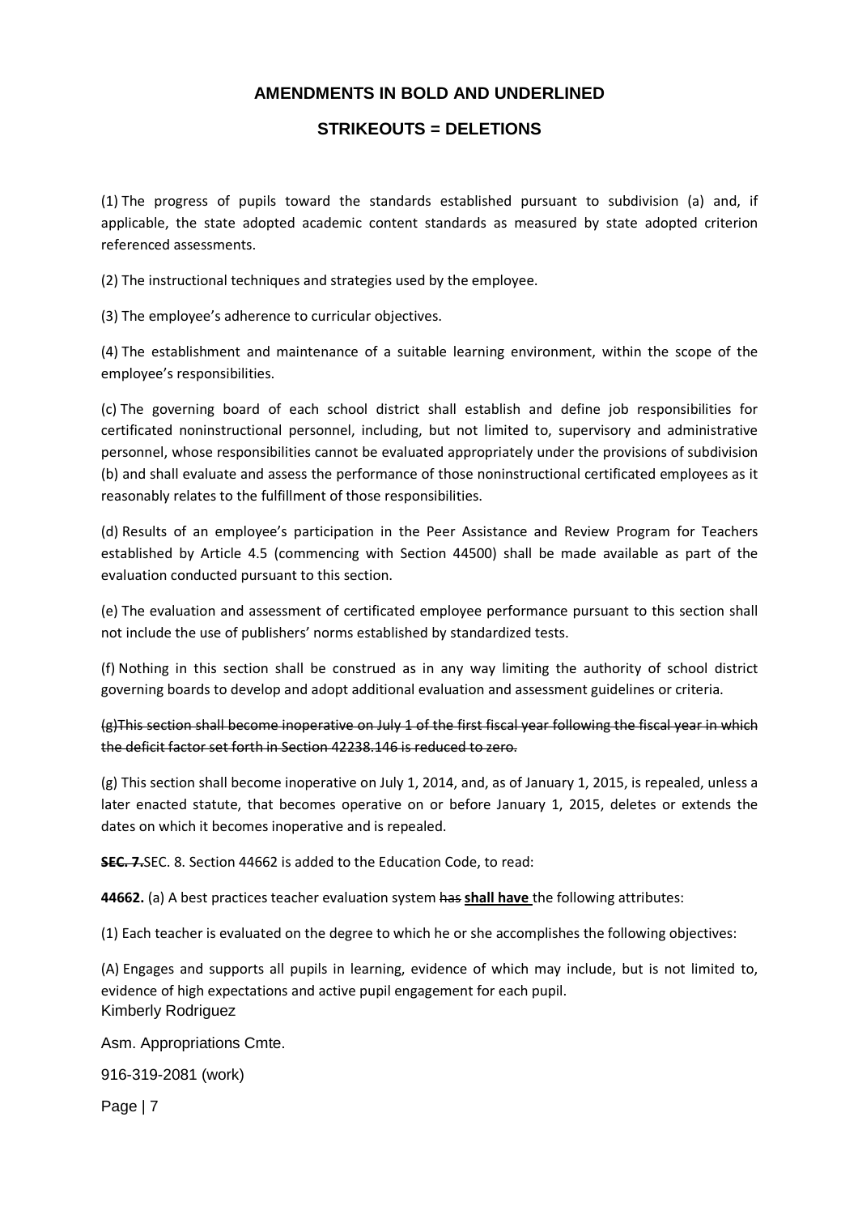(1) The progress of pupils toward the standards established pursuant to subdivision (a) and, if applicable, the state adopted academic content standards as measured by state adopted criterion referenced assessments.

(2) The instructional techniques and strategies used by the employee.

(3) The employee's adherence to curricular objectives.

(4) The establishment and maintenance of a suitable learning environment, within the scope of the employee's responsibilities.

(c) The governing board of each school district shall establish and define job responsibilities for certificated noninstructional personnel, including, but not limited to, supervisory and administrative personnel, whose responsibilities cannot be evaluated appropriately under the provisions of subdivision (b) and shall evaluate and assess the performance of those noninstructional certificated employees as it reasonably relates to the fulfillment of those responsibilities.

(d) Results of an employee's participation in the Peer Assistance and Review Program for Teachers established by Article 4.5 (commencing with Section 44500) shall be made available as part of the evaluation conducted pursuant to this section.

(e) The evaluation and assessment of certificated employee performance pursuant to this section shall not include the use of publishers' norms established by standardized tests.

(f) Nothing in this section shall be construed as in any way limiting the authority of school district governing boards to develop and adopt additional evaluation and assessment guidelines or criteria.

~~(g)This section shall become inoperative on July 1 of the first fiscal year following the fiscal year in which the deficit factor set forth in Section 42238.146 is reduced to zero.~~

(g) This section shall become inoperative on July 1, 2014, and, as of January 1, 2015, is repealed, unless a later enacted statute, that becomes operative on or before January 1, 2015, deletes or extends the dates on which it becomes inoperative and is repealed.

~~**SEC. 7.**~~SEC. 8. Section 44662 is added to the Education Code, to read:

**44662.** (a) A best practices teacher evaluation system ~~has~~ **<u>shall have</u>** the following attributes:

(1) Each teacher is evaluated on the degree to which he or she accomplishes the following objectives:

(A) Engages and supports all pupils in learning, evidence of which may include, but is not limited to, evidence of high expectations and active pupil engagement for each pupil.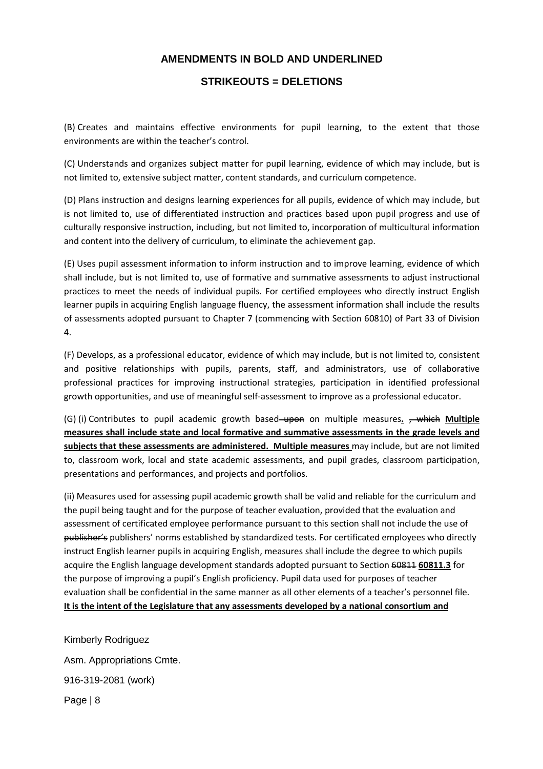**AMENDMENTS IN BOLD AND UNDERLINED**

**STRIKEOUTS = DELETIONS**

(B) Creates and maintains effective environments for pupil learning, to the extent that those environments are within the teacher's control.

(C) Understands and organizes subject matter for pupil learning, evidence of which may include, but is not limited to, extensive subject matter, content standards, and curriculum competence.

(D) Plans instruction and designs learning experiences for all pupils, evidence of which may include, but is not limited to, use of differentiated instruction and practices based upon pupil progress and use of culturally responsive instruction, including, but not limited to, incorporation of multicultural information and content into the delivery of curriculum, to eliminate the achievement gap.

(E) Uses pupil assessment information to inform instruction and to improve learning, evidence of which shall include, but is not limited to, use of formative and summative assessments to adjust instructional practices to meet the needs of individual pupils. For certified employees who directly instruct English learner pupils in acquiring English language fluency, the assessment information shall include the results of assessments adopted pursuant to Chapter 7 (commencing with Section 60810) of Part 33 of Division 4.

(F) Develops, as a professional educator, evidence of which may include, but is not limited to, consistent and positive relationships with pupils, parents, staff, and administrators, use of collaborative professional practices for improving instructional strategies, participation in identified professional growth opportunities, and use of meaningful self-assessment to improve as a professional educator.

(G) (i) Contributes to pupil academic growth based ~~upon~~ on multiple measures<u>**.**</u> ~~, which~~ <u>**Multiple measures shall include state and local formative and summative assessments in the grade levels and subjects that these assessments are administered. Multiple measures**</u> may include, but are not limited to, classroom work, local and state academic assessments, and pupil grades, classroom participation, presentations and performances, and projects and portfolios.

(ii) Measures used for assessing pupil academic growth shall be valid and reliable for the curriculum and the pupil being taught and for the purpose of teacher evaluation, provided that the evaluation and assessment of certificated employee performance pursuant to this section shall not include the use of ~~publisher's~~ publishers' norms established by standardized tests. For certificated employees who directly instruct English learner pupils in acquiring English, measures shall include the degree to which pupils acquire the English language development standards adopted pursuant to Section ~~60811~~ <u>**60811.3**</u> for the purpose of improving a pupil's English proficiency. Pupil data used for purposes of teacher evaluation shall be confidential in the same manner as all other elements of a teacher's personnel file. <u>**It is the intent of the Legislature that any assessments developed by a national consortium and**</u>

Kimberly Rodriguez

Asm. Appropriations Cmte.

916-319-2081 (work)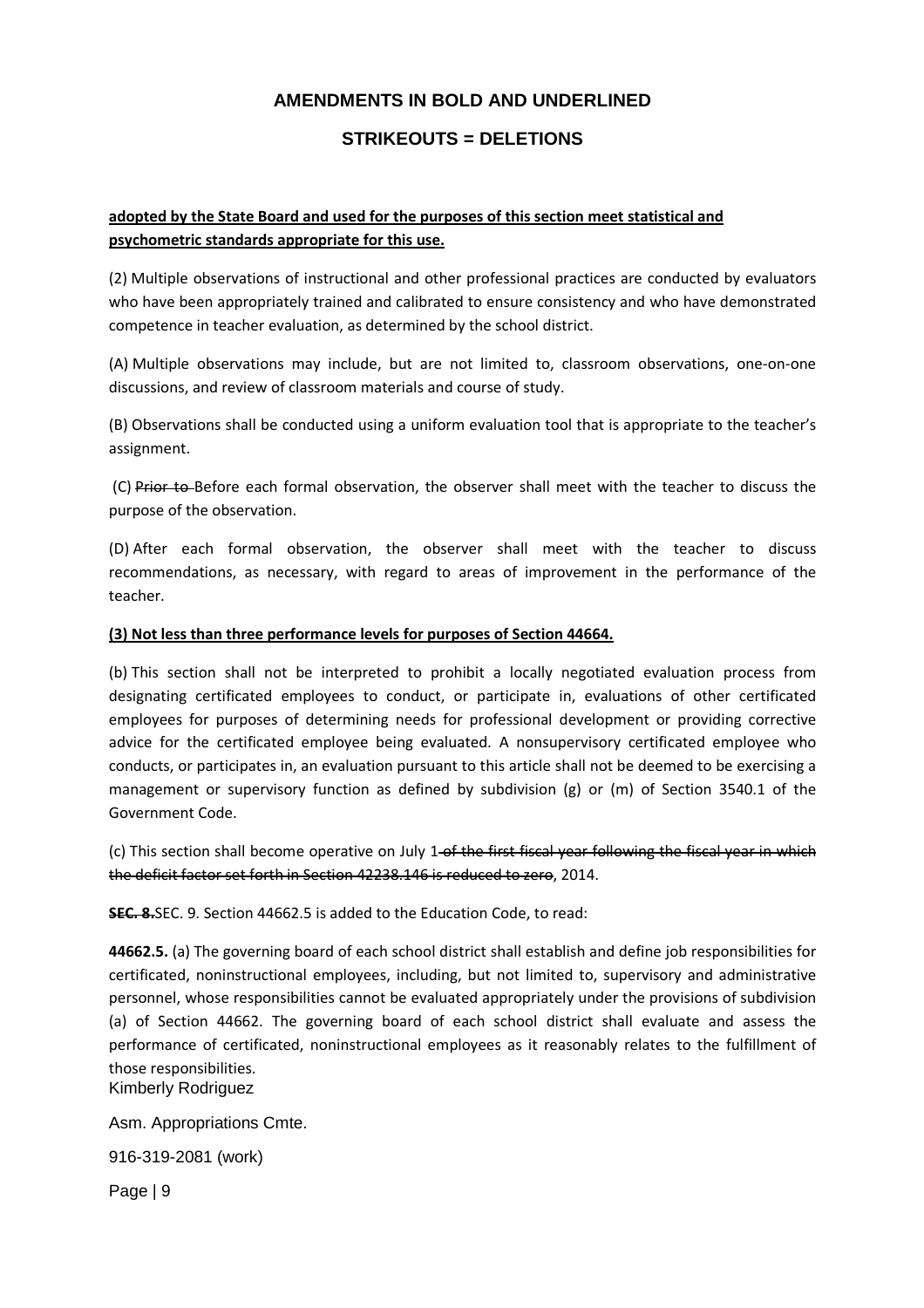**adopted by the State Board and used for the purposes of this section meet statistical and psychometric standards appropriate for this use.**

(2) Multiple observations of instructional and other professional practices are conducted by evaluators who have been appropriately trained and calibrated to ensure consistency and who have demonstrated competence in teacher evaluation, as determined by the school district.

(A) Multiple observations may include, but are not limited to, classroom observations, one-on-one discussions, and review of classroom materials and course of study.

(B) Observations shall be conducted using a uniform evaluation tool that is appropriate to the teacher's assignment.

(C) ~~Prior to~~ Before each formal observation, the observer shall meet with the teacher to discuss the purpose of the observation.

(D) After each formal observation, the observer shall meet with the teacher to discuss recommendations, as necessary, with regard to areas of improvement in the performance of the teacher.

**(3) Not less than three performance levels for purposes of Section 44664.**

(b) This section shall not be interpreted to prohibit a locally negotiated evaluation process from designating certificated employees to conduct, or participate in, evaluations of other certificated employees for purposes of determining needs for professional development or providing corrective advice for the certificated employee being evaluated. A nonsupervisory certificated employee who conducts, or participates in, an evaluation pursuant to this article shall not be deemed to be exercising a management or supervisory function as defined by subdivision (g) or (m) of Section 3540.1 of the Government Code.

(c) This section shall become operative on July 1 ~~of the first fiscal year following the fiscal year in which the deficit factor set forth in Section 42238.146 is reduced to zero~~, 2014.

~~**SEC. 8.**~~SEC. 9. Section 44662.5 is added to the Education Code, to read:

**44662.5.** (a) The governing board of each school district shall establish and define job responsibilities for certificated, noninstructional employees, including, but not limited to, supervisory and administrative personnel, whose responsibilities cannot be evaluated appropriately under the provisions of subdivision (a) of Section 44662. The governing board of each school district shall evaluate and assess the performance of certificated, noninstructional employees as it reasonably relates to the fulfillment of those responsibilities.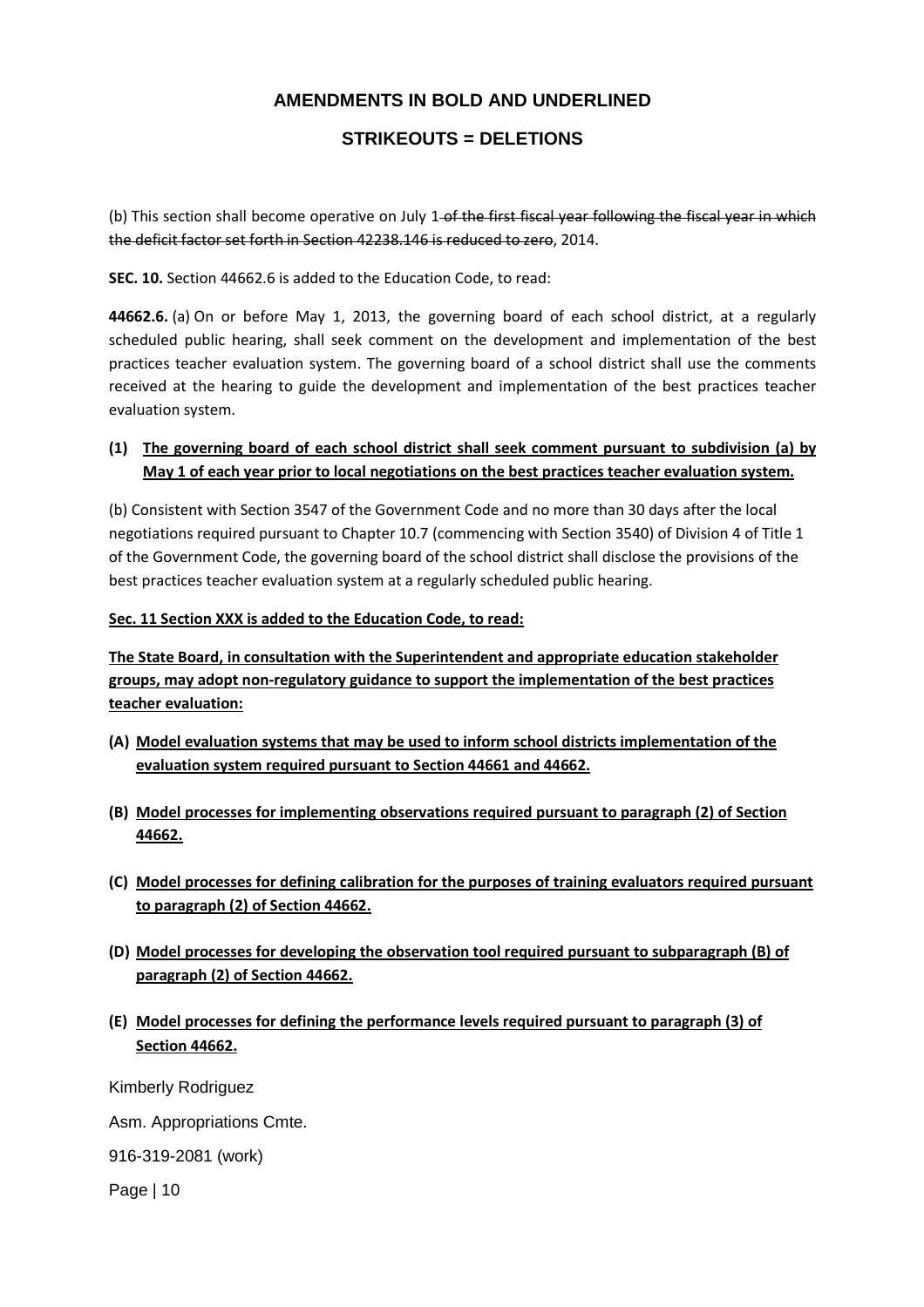## AMENDMENTS IN BOLD AND UNDERLINED

## STRIKEOUTS = DELETIONS

(b) This section shall become operative on July 1 ~~of the first fiscal year following the fiscal year in which the deficit factor set forth in Section 42238.146 is reduced to zero~~, 2014.

**SEC. 10.** Section 44662.6 is added to the Education Code, to read:

**44662.6.** (a) On or before May 1, 2013, the governing board of each school district, at a regularly scheduled public hearing, shall seek comment on the development and implementation of the best practices teacher evaluation system. The governing board of a school district shall use the comments received at the hearing to guide the development and implementation of the best practices teacher evaluation system.

**(1)** <u>**The governing board of each school district shall seek comment pursuant to subdivision (a) by May 1 of each year prior to local negotiations on the best practices teacher evaluation system.**</u>

(b) Consistent with Section 3547 of the Government Code and no more than 30 days after the local negotiations required pursuant to Chapter 10.7 (commencing with Section 3540) of Division 4 of Title 1 of the Government Code, the governing board of the school district shall disclose the provisions of the best practices teacher evaluation system at a regularly scheduled public hearing.

<u>**Sec. 11 Section XXX is added to the Education Code, to read:**</u>

<u>**The State Board, in consultation with the Superintendent and appropriate education stakeholder groups, may adopt non-regulatory guidance to support the implementation of the best practices teacher evaluation:**</u>

**(A)** <u>**Model evaluation systems that may be used to inform school districts implementation of the evaluation system required pursuant to Section 44661 and 44662.**</u>

**(B)** <u>**Model processes for implementing observations required pursuant to paragraph (2) of Section 44662.**</u>

**(C)** <u>**Model processes for defining calibration for the purposes of training evaluators required pursuant to paragraph (2) of Section 44662.**</u>

**(D)** <u>**Model processes for developing the observation tool required pursuant to subparagraph (B) of paragraph (2) of Section 44662.**</u>

**(E)** <u>**Model processes for defining the performance levels required pursuant to paragraph (3) of Section 44662.**</u>

Kimberly Rodriguez

Asm. Appropriations Cmte.

916-319-2081 (work)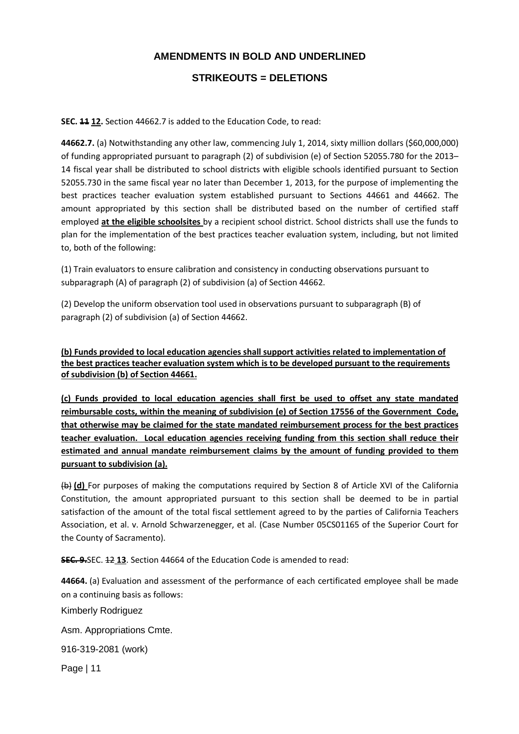## AMENDMENTS IN BOLD AND UNDERLINED

## STRIKEOUTS = DELETIONS

**SEC. ~~11~~ <u>12</u>.** Section 44662.7 is added to the Education Code, to read:

**44662.7.** (a) Notwithstanding any other law, commencing July 1, 2014, sixty million dollars ($60,000,000) of funding appropriated pursuant to paragraph (2) of subdivision (e) of Section 52055.780 for the 2013–14 fiscal year shall be distributed to school districts with eligible schools identified pursuant to Section 52055.730 in the same fiscal year no later than December 1, 2013, for the purpose of implementing the best practices teacher evaluation system established pursuant to Sections 44661 and 44662. The amount appropriated by this section shall be distributed based on the number of certified staff employed **<u>at the eligible schoolsites</u>** by a recipient school district. School districts shall use the funds to plan for the implementation of the best practices teacher evaluation system, including, but not limited to, both of the following:

(1) Train evaluators to ensure calibration and consistency in conducting observations pursuant to subparagraph (A) of paragraph (2) of subdivision (a) of Section 44662.

(2) Develop the uniform observation tool used in observations pursuant to subparagraph (B) of paragraph (2) of subdivision (a) of Section 44662.

**<u>(b) Funds provided to local education agencies shall support activities related to implementation of the best practices teacher evaluation system which is to be developed pursuant to the requirements of subdivision (b) of Section 44661.</u>**

**<u>(c) Funds provided to local education agencies shall first be used to offset any state mandated reimbursable costs, within the meaning of subdivision (e) of Section 17556 of the Government Code, that otherwise may be claimed for the state mandated reimbursement process for the best practices teacher evaluation. Local education agencies receiving funding from this section shall reduce their estimated and annual mandate reimbursement claims by the amount of funding provided to them pursuant to subdivision (a).</u>**

~~(b)~~ **<u>(d)</u>** For purposes of making the computations required by Section 8 of Article XVI of the California Constitution, the amount appropriated pursuant to this section shall be deemed to be in partial satisfaction of the amount of the total fiscal settlement agreed to by the parties of California Teachers Association, et al. v. Arnold Schwarzenegger, et al. (Case Number 05CS01165 of the Superior Court for the County of Sacramento).

~~**SEC. 9.**~~SEC. ~~12~~ **<u>13</u>**. Section 44664 of the Education Code is amended to read:

**44664.** (a) Evaluation and assessment of the performance of each certificated employee shall be made on a continuing basis as follows:

Kimberly Rodriguez

Asm. Appropriations Cmte.

916-319-2081 (work)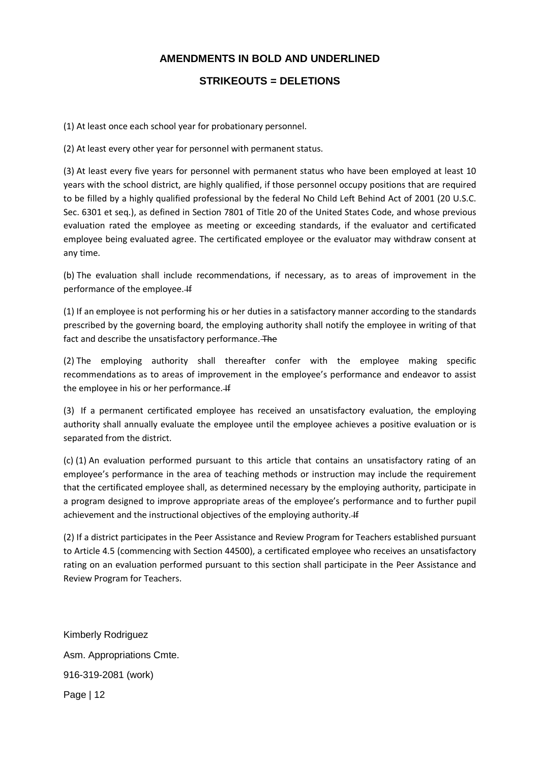**AMENDMENTS IN BOLD AND UNDERLINED**

**STRIKEOUTS = DELETIONS**

(1) At least once each school year for probationary personnel.

(2) At least every other year for personnel with permanent status.

(3) At least every five years for personnel with permanent status who have been employed at least 10 years with the school district, are highly qualified, if those personnel occupy positions that are required to be filled by a highly qualified professional by the federal No Child Left Behind Act of 2001 (20 U.S.C. Sec. 6301 et seq.), as defined in Section 7801 of Title 20 of the United States Code, and whose previous evaluation rated the employee as meeting or exceeding standards, if the evaluator and certificated employee being evaluated agree. The certificated employee or the evaluator may withdraw consent at any time.

(b) The evaluation shall include recommendations, if necessary, as to areas of improvement in the performance of the employee. ~~If~~

(1) If an employee is not performing his or her duties in a satisfactory manner according to the standards prescribed by the governing board, the employing authority shall notify the employee in writing of that fact and describe the unsatisfactory performance. ~~The~~

(2) The employing authority shall thereafter confer with the employee making specific recommendations as to areas of improvement in the employee's performance and endeavor to assist the employee in his or her performance. ~~If~~

(3) If a permanent certificated employee has received an unsatisfactory evaluation, the employing authority shall annually evaluate the employee until the employee achieves a positive evaluation or is separated from the district.

(c) (1) An evaluation performed pursuant to this article that contains an unsatisfactory rating of an employee's performance in the area of teaching methods or instruction may include the requirement that the certificated employee shall, as determined necessary by the employing authority, participate in a program designed to improve appropriate areas of the employee's performance and to further pupil achievement and the instructional objectives of the employing authority. ~~If~~

(2) If a district participates in the Peer Assistance and Review Program for Teachers established pursuant to Article 4.5 (commencing with Section 44500), a certificated employee who receives an unsatisfactory rating on an evaluation performed pursuant to this section shall participate in the Peer Assistance and Review Program for Teachers.

Kimberly Rodriguez

Asm. Appropriations Cmte.

916-319-2081 (work)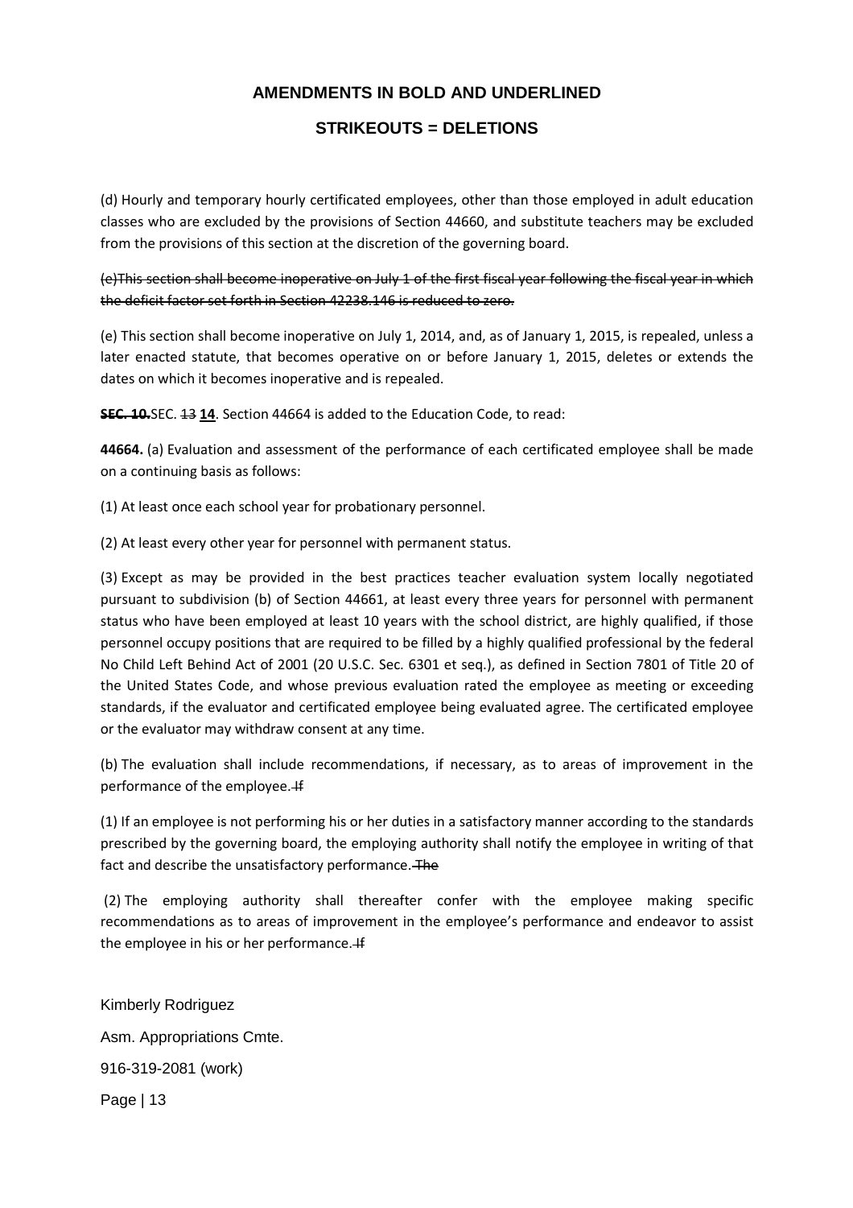**AMENDMENTS IN BOLD AND UNDERLINED**

**STRIKEOUTS = DELETIONS**

(d) Hourly and temporary hourly certificated employees, other than those employed in adult education classes who are excluded by the provisions of Section 44660, and substitute teachers may be excluded from the provisions of this section at the discretion of the governing board.

~~(e)This section shall become inoperative on July 1 of the first fiscal year following the fiscal year in which the deficit factor set forth in Section 42238.146 is reduced to zero.~~

(e) This section shall become inoperative on July 1, 2014, and, as of January 1, 2015, is repealed, unless a later enacted statute, that becomes operative on or before January 1, 2015, deletes or extends the dates on which it becomes inoperative and is repealed.

~~**SEC. 10.**~~SEC. ~~13~~ <u>**14**</u>. Section 44664 is added to the Education Code, to read:

**44664.** (a) Evaluation and assessment of the performance of each certificated employee shall be made on a continuing basis as follows:

(1) At least once each school year for probationary personnel.

(2) At least every other year for personnel with permanent status.

(3) Except as may be provided in the best practices teacher evaluation system locally negotiated pursuant to subdivision (b) of Section 44661, at least every three years for personnel with permanent status who have been employed at least 10 years with the school district, are highly qualified, if those personnel occupy positions that are required to be filled by a highly qualified professional by the federal No Child Left Behind Act of 2001 (20 U.S.C. Sec. 6301 et seq.), as defined in Section 7801 of Title 20 of the United States Code, and whose previous evaluation rated the employee as meeting or exceeding standards, if the evaluator and certificated employee being evaluated agree. The certificated employee or the evaluator may withdraw consent at any time.

(b) The evaluation shall include recommendations, if necessary, as to areas of improvement in the performance of the employee. ~~If~~

(1) If an employee is not performing his or her duties in a satisfactory manner according to the standards prescribed by the governing board, the employing authority shall notify the employee in writing of that fact and describe the unsatisfactory performance. ~~The~~

(2) The employing authority shall thereafter confer with the employee making specific recommendations as to areas of improvement in the employee's performance and endeavor to assist the employee in his or her performance. ~~If~~

Kimberly Rodriguez

Asm. Appropriations Cmte.

916-319-2081 (work)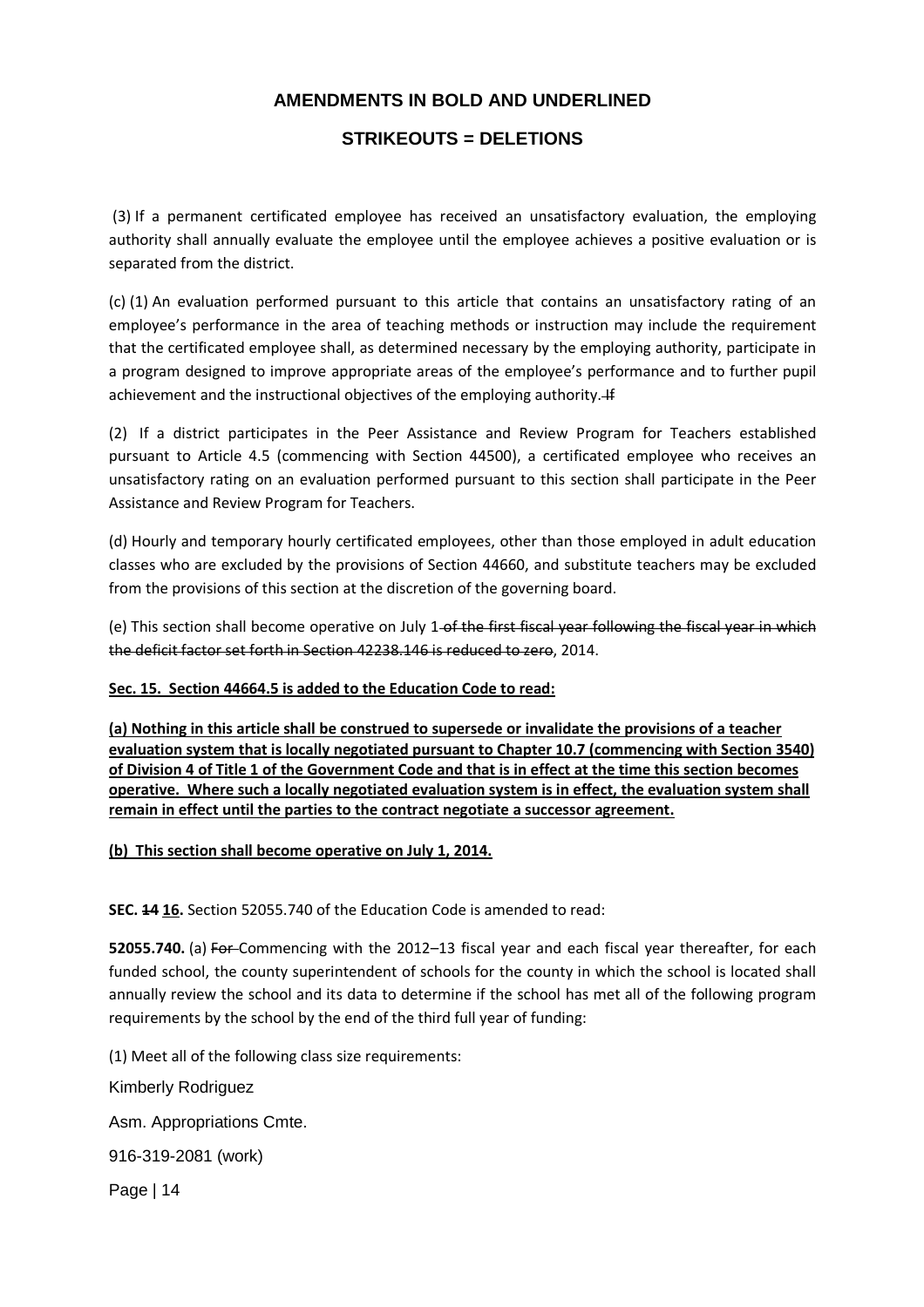**AMENDMENTS IN BOLD AND UNDERLINED**

**STRIKEOUTS = DELETIONS**

(3) If a permanent certificated employee has received an unsatisfactory evaluation, the employing authority shall annually evaluate the employee until the employee achieves a positive evaluation or is separated from the district.

(c) (1) An evaluation performed pursuant to this article that contains an unsatisfactory rating of an employee's performance in the area of teaching methods or instruction may include the requirement that the certificated employee shall, as determined necessary by the employing authority, participate in a program designed to improve appropriate areas of the employee's performance and to further pupil achievement and the instructional objectives of the employing authority. ~~If~~

(2) If a district participates in the Peer Assistance and Review Program for Teachers established pursuant to Article 4.5 (commencing with Section 44500), a certificated employee who receives an unsatisfactory rating on an evaluation performed pursuant to this section shall participate in the Peer Assistance and Review Program for Teachers.

(d) Hourly and temporary hourly certificated employees, other than those employed in adult education classes who are excluded by the provisions of Section 44660, and substitute teachers may be excluded from the provisions of this section at the discretion of the governing board.

(e) This section shall become operative on July 1 ~~of the first fiscal year following the fiscal year in which the deficit factor set forth in Section 42238.146 is reduced to zero~~, 2014.

<u>**Sec. 15. Section 44664.5 is added to the Education Code to read:**</u>

<u>**(a) Nothing in this article shall be construed to supersede or invalidate the provisions of a teacher evaluation system that is locally negotiated pursuant to Chapter 10.7 (commencing with Section 3540) of Division 4 of Title 1 of the Government Code and that is in effect at the time this section becomes operative. Where such a locally negotiated evaluation system is in effect, the evaluation system shall remain in effect until the parties to the contract negotiate a successor agreement.**</u>

<u>**(b) This section shall become operative on July 1, 2014.**</u>

**SEC. ~~14~~ <u>16</u>.** Section 52055.740 of the Education Code is amended to read:

**52055.740.** (a) ~~For~~ Commencing with the 2012–13 fiscal year and each fiscal year thereafter, for each funded school, the county superintendent of schools for the county in which the school is located shall annually review the school and its data to determine if the school has met all of the following program requirements by the school by the end of the third full year of funding:

(1) Meet all of the following class size requirements:

Kimberly Rodriguez

Asm. Appropriations Cmte.

916-319-2081 (work)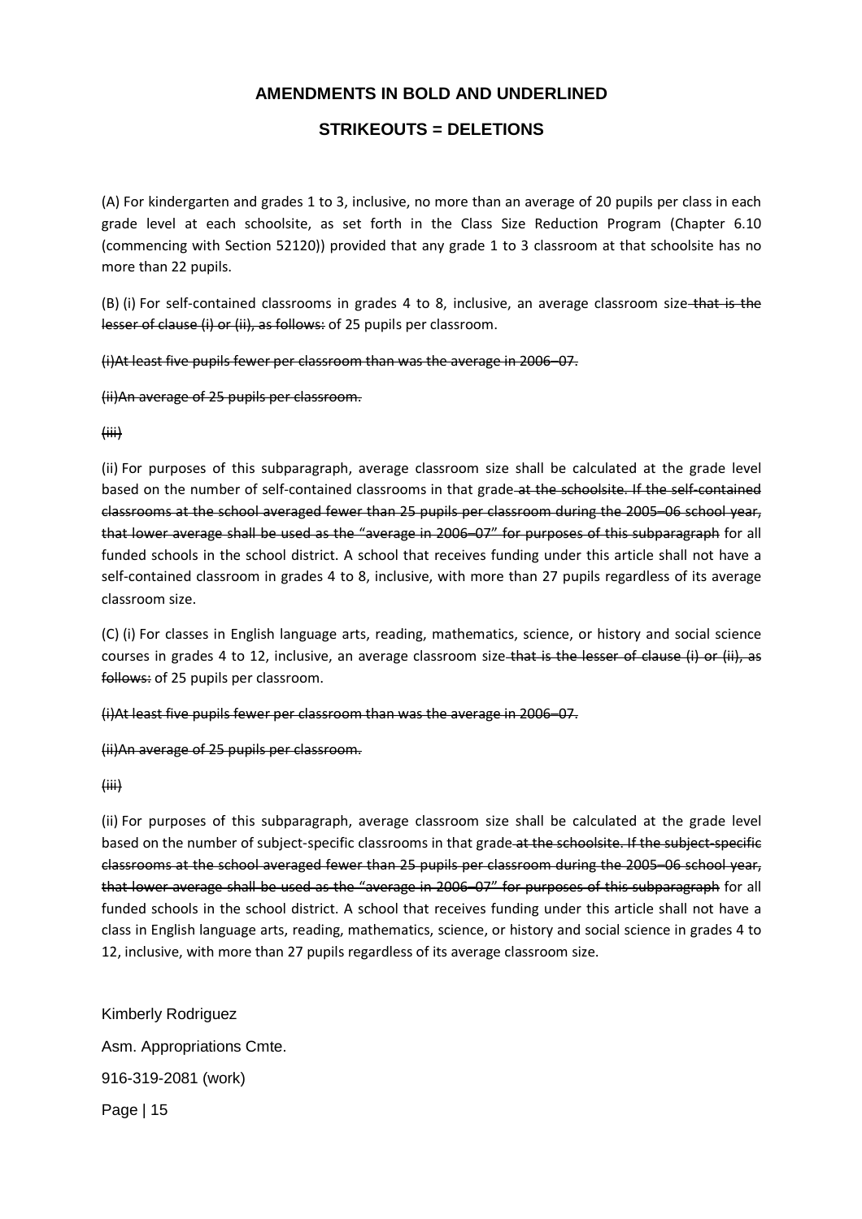**AMENDMENTS IN BOLD AND UNDERLINED**

**STRIKEOUTS = DELETIONS**

(A) For kindergarten and grades 1 to 3, inclusive, no more than an average of 20 pupils per class in each grade level at each schoolsite, as set forth in the Class Size Reduction Program (Chapter 6.10 (commencing with Section 52120)) provided that any grade 1 to 3 classroom at that schoolsite has no more than 22 pupils.

(B) (i) For self-contained classrooms in grades 4 to 8, inclusive, an average classroom size ~~that is the lesser of clause (i) or (ii), as follows:~~ of 25 pupils per classroom.

~~(i)At least five pupils fewer per classroom than was the average in 2006–07.~~

~~(ii)An average of 25 pupils per classroom.~~

~~(iii)~~

(ii) For purposes of this subparagraph, average classroom size shall be calculated at the grade level based on the number of self-contained classrooms in that grade ~~at the schoolsite. If the self-contained classrooms at the school averaged fewer than 25 pupils per classroom during the 2005–06 school year, that lower average shall be used as the "average in 2006–07" for purposes of this subparagraph~~ for all funded schools in the school district. A school that receives funding under this article shall not have a self-contained classroom in grades 4 to 8, inclusive, with more than 27 pupils regardless of its average classroom size.

(C) (i) For classes in English language arts, reading, mathematics, science, or history and social science courses in grades 4 to 12, inclusive, an average classroom size ~~that is the lesser of clause (i) or (ii), as follows:~~ of 25 pupils per classroom.

~~(i)At least five pupils fewer per classroom than was the average in 2006–07.~~

~~(ii)An average of 25 pupils per classroom.~~

~~(iii)~~

(ii) For purposes of this subparagraph, average classroom size shall be calculated at the grade level based on the number of subject-specific classrooms in that grade ~~at the schoolsite. If the subject-specific classrooms at the school averaged fewer than 25 pupils per classroom during the 2005–06 school year, that lower average shall be used as the "average in 2006–07" for purposes of this subparagraph~~ for all funded schools in the school district. A school that receives funding under this article shall not have a class in English language arts, reading, mathematics, science, or history and social science in grades 4 to 12, inclusive, with more than 27 pupils regardless of its average classroom size.

Kimberly Rodriguez

Asm. Appropriations Cmte.

916-319-2081 (work)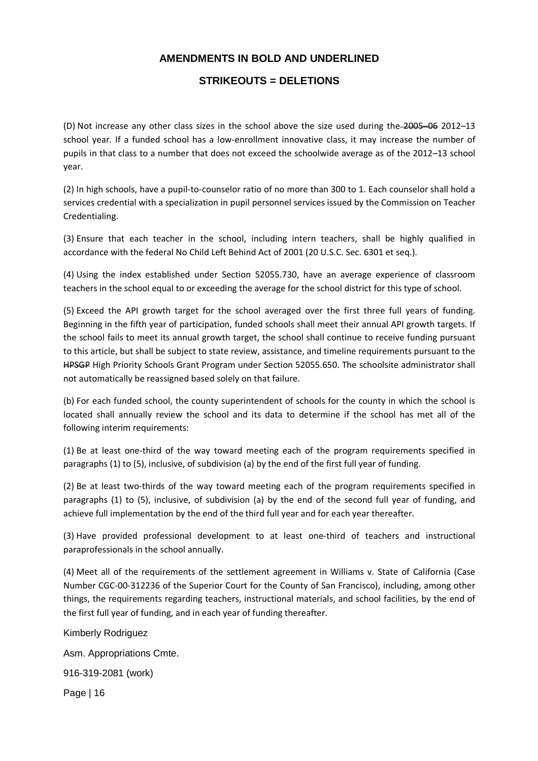**AMENDMENTS IN BOLD AND UNDERLINED**

**STRIKEOUTS = DELETIONS**

(D) Not increase any other class sizes in the school above the size used during the ~~2005–06~~ 2012–13 school year. If a funded school has a low-enrollment innovative class, it may increase the number of pupils in that class to a number that does not exceed the schoolwide average as of the 2012–13 school year.

(2) In high schools, have a pupil-to-counselor ratio of no more than 300 to 1. Each counselor shall hold a services credential with a specialization in pupil personnel services issued by the Commission on Teacher Credentialing.

(3) Ensure that each teacher in the school, including intern teachers, shall be highly qualified in accordance with the federal No Child Left Behind Act of 2001 (20 U.S.C. Sec. 6301 et seq.).

(4) Using the index established under Section 52055.730, have an average experience of classroom teachers in the school equal to or exceeding the average for the school district for this type of school.

(5) Exceed the API growth target for the school averaged over the first three full years of funding. Beginning in the fifth year of participation, funded schools shall meet their annual API growth targets. If the school fails to meet its annual growth target, the school shall continue to receive funding pursuant to this article, but shall be subject to state review, assistance, and timeline requirements pursuant to the ~~HPSGP~~ High Priority Schools Grant Program under Section 52055.650. The schoolsite administrator shall not automatically be reassigned based solely on that failure.

(b) For each funded school, the county superintendent of schools for the county in which the school is located shall annually review the school and its data to determine if the school has met all of the following interim requirements:

(1) Be at least one-third of the way toward meeting each of the program requirements specified in paragraphs (1) to (5), inclusive, of subdivision (a) by the end of the first full year of funding.

(2) Be at least two-thirds of the way toward meeting each of the program requirements specified in paragraphs (1) to (5), inclusive, of subdivision (a) by the end of the second full year of funding, and achieve full implementation by the end of the third full year and for each year thereafter.

(3) Have provided professional development to at least one-third of teachers and instructional paraprofessionals in the school annually.

(4) Meet all of the requirements of the settlement agreement in Williams v. State of California (Case Number CGC-00-312236 of the Superior Court for the County of San Francisco), including, among other things, the requirements regarding teachers, instructional materials, and school facilities, by the end of the first full year of funding, and in each year of funding thereafter.

Kimberly Rodriguez

Asm. Appropriations Cmte.

916-319-2081 (work)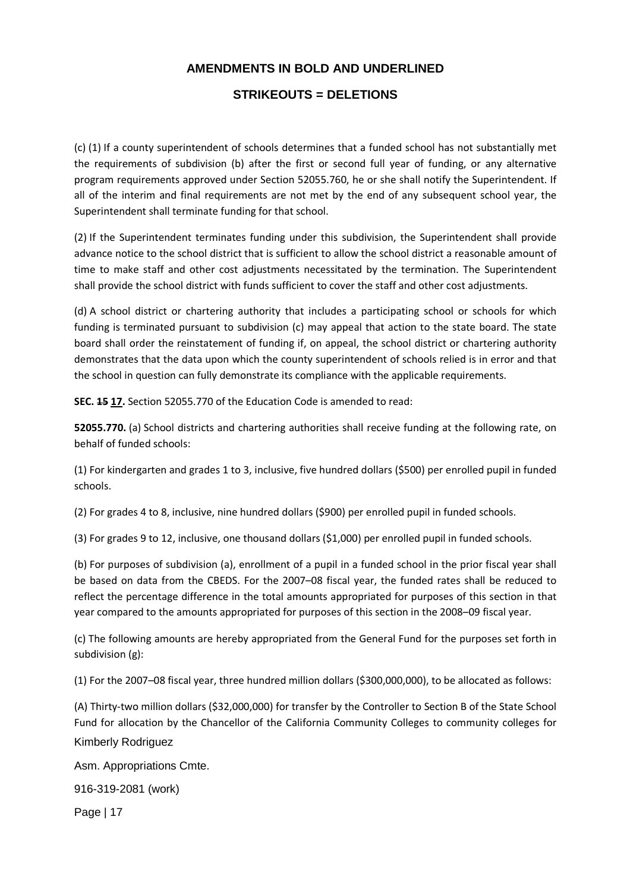(c) (1) If a county superintendent of schools determines that a funded school has not substantially met the requirements of subdivision (b) after the first or second full year of funding, or any alternative program requirements approved under Section 52055.760, he or she shall notify the Superintendent. If all of the interim and final requirements are not met by the end of any subsequent school year, the Superintendent shall terminate funding for that school.

(2) If the Superintendent terminates funding under this subdivision, the Superintendent shall provide advance notice to the school district that is sufficient to allow the school district a reasonable amount of time to make staff and other cost adjustments necessitated by the termination. The Superintendent shall provide the school district with funds sufficient to cover the staff and other cost adjustments.

(d) A school district or chartering authority that includes a participating school or schools for which funding is terminated pursuant to subdivision (c) may appeal that action to the state board. The state board shall order the reinstatement of funding if, on appeal, the school district or chartering authority demonstrates that the data upon which the county superintendent of schools relied is in error and that the school in question can fully demonstrate its compliance with the applicable requirements.

**SEC. ~~15~~ <u>17</u>.** Section 52055.770 of the Education Code is amended to read:

**52055.770.** (a) School districts and chartering authorities shall receive funding at the following rate, on behalf of funded schools:

(1) For kindergarten and grades 1 to 3, inclusive, five hundred dollars ($500) per enrolled pupil in funded schools.

(2) For grades 4 to 8, inclusive, nine hundred dollars ($900) per enrolled pupil in funded schools.

(3) For grades 9 to 12, inclusive, one thousand dollars ($1,000) per enrolled pupil in funded schools.

(b) For purposes of subdivision (a), enrollment of a pupil in a funded school in the prior fiscal year shall be based on data from the CBEDS. For the 2007–08 fiscal year, the funded rates shall be reduced to reflect the percentage difference in the total amounts appropriated for purposes of this section in that year compared to the amounts appropriated for purposes of this section in the 2008–09 fiscal year.

(c) The following amounts are hereby appropriated from the General Fund for the purposes set forth in subdivision (g):

(1) For the 2007–08 fiscal year, three hundred million dollars ($300,000,000), to be allocated as follows:

(A) Thirty-two million dollars ($32,000,000) for transfer by the Controller to Section B of the State School Fund for allocation by the Chancellor of the California Community Colleges to community colleges for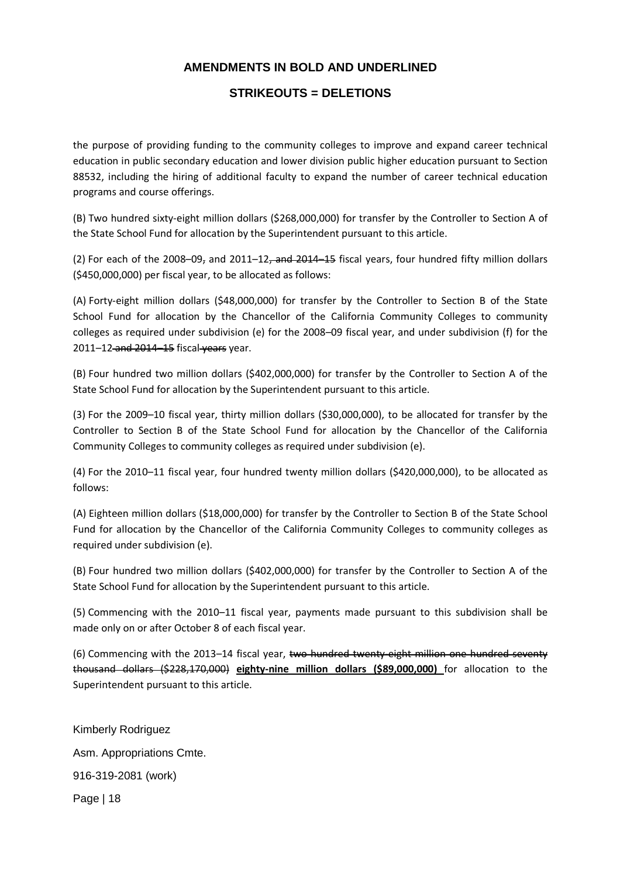the purpose of providing funding to the community colleges to improve and expand career technical education in public secondary education and lower division public higher education pursuant to Section 88532, including the hiring of additional faculty to expand the number of career technical education programs and course offerings.

(B) Two hundred sixty-eight million dollars ($268,000,000) for transfer by the Controller to Section A of the State School Fund for allocation by the Superintendent pursuant to this article.

(2) For each of the 2008–09~~,~~ and 2011–12~~, and 2014–15~~ fiscal years, four hundred fifty million dollars ($450,000,000) per fiscal year, to be allocated as follows:

(A) Forty-eight million dollars ($48,000,000) for transfer by the Controller to Section B of the State School Fund for allocation by the Chancellor of the California Community Colleges to community colleges as required under subdivision (e) for the 2008–09 fiscal year, and under subdivision (f) for the 2011–12~~ and 2014–15~~ fiscal~~ years~~ year.

(B) Four hundred two million dollars ($402,000,000) for transfer by the Controller to Section A of the State School Fund for allocation by the Superintendent pursuant to this article.

(3) For the 2009–10 fiscal year, thirty million dollars ($30,000,000), to be allocated for transfer by the Controller to Section B of the State School Fund for allocation by the Chancellor of the California Community Colleges to community colleges as required under subdivision (e).

(4) For the 2010–11 fiscal year, four hundred twenty million dollars ($420,000,000), to be allocated as follows:

(A) Eighteen million dollars ($18,000,000) for transfer by the Controller to Section B of the State School Fund for allocation by the Chancellor of the California Community Colleges to community colleges as required under subdivision (e).

(B) Four hundred two million dollars ($402,000,000) for transfer by the Controller to Section A of the State School Fund for allocation by the Superintendent pursuant to this article.

(5) Commencing with the 2010–11 fiscal year, payments made pursuant to this subdivision shall be made only on or after October 8 of each fiscal year.

(6) Commencing with the 2013–14 fiscal year, ~~two hundred twenty-eight million one hundred seventy thousand dollars ($228,170,000)~~ **<u>eighty-nine million dollars ($89,000,000)</u>** for allocation to the Superintendent pursuant to this article.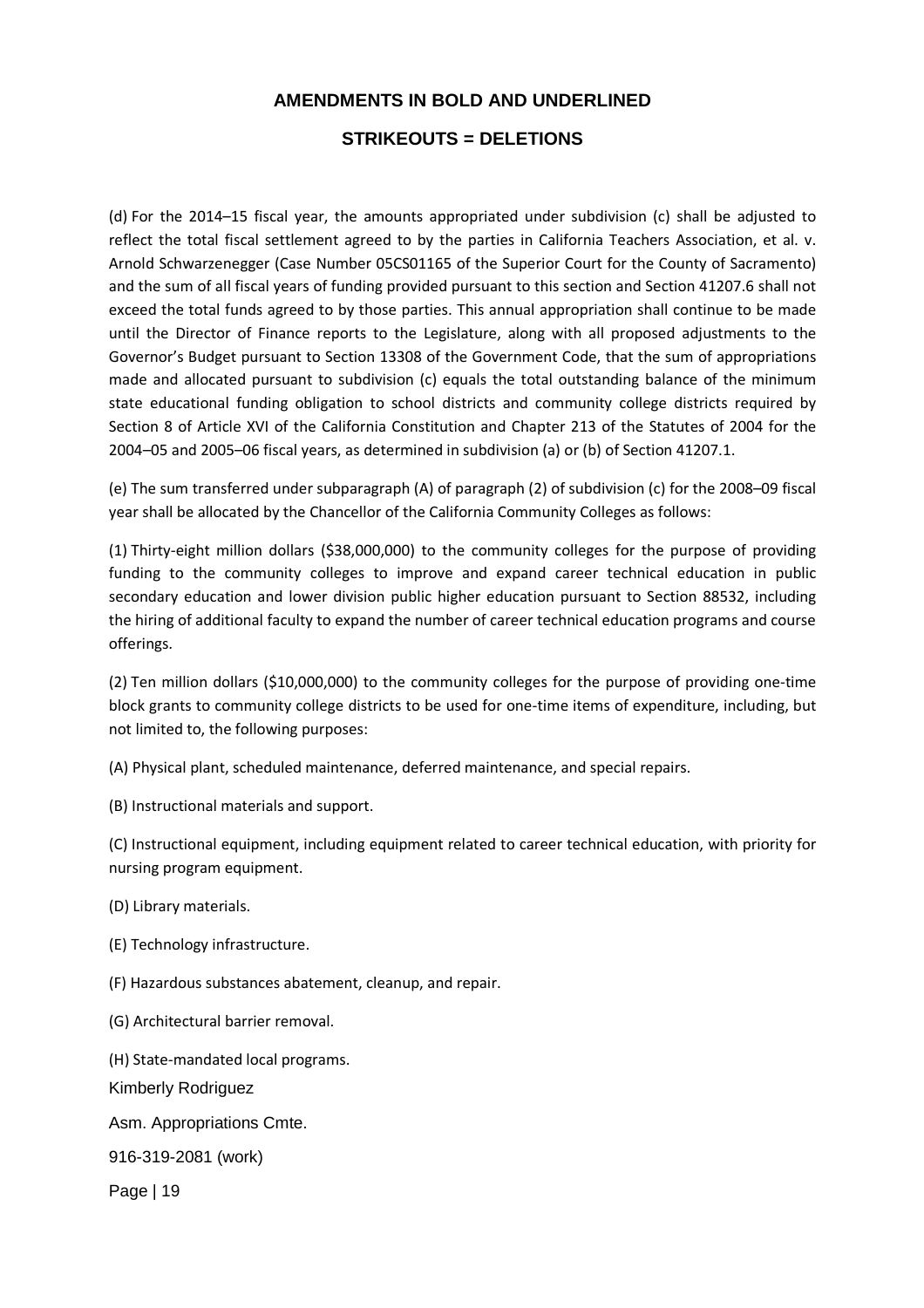**AMENDMENTS IN BOLD AND UNDERLINED**

**STRIKEOUTS = DELETIONS**

(d) For the 2014–15 fiscal year, the amounts appropriated under subdivision (c) shall be adjusted to reflect the total fiscal settlement agreed to by the parties in California Teachers Association, et al. v. Arnold Schwarzenegger (Case Number 05CS01165 of the Superior Court for the County of Sacramento) and the sum of all fiscal years of funding provided pursuant to this section and Section 41207.6 shall not exceed the total funds agreed to by those parties. This annual appropriation shall continue to be made until the Director of Finance reports to the Legislature, along with all proposed adjustments to the Governor's Budget pursuant to Section 13308 of the Government Code, that the sum of appropriations made and allocated pursuant to subdivision (c) equals the total outstanding balance of the minimum state educational funding obligation to school districts and community college districts required by Section 8 of Article XVI of the California Constitution and Chapter 213 of the Statutes of 2004 for the 2004–05 and 2005–06 fiscal years, as determined in subdivision (a) or (b) of Section 41207.1.

(e) The sum transferred under subparagraph (A) of paragraph (2) of subdivision (c) for the 2008–09 fiscal year shall be allocated by the Chancellor of the California Community Colleges as follows:

(1) Thirty-eight million dollars ($38,000,000) to the community colleges for the purpose of providing funding to the community colleges to improve and expand career technical education in public secondary education and lower division public higher education pursuant to Section 88532, including the hiring of additional faculty to expand the number of career technical education programs and course offerings.

(2) Ten million dollars ($10,000,000) to the community colleges for the purpose of providing one-time block grants to community college districts to be used for one-time items of expenditure, including, but not limited to, the following purposes:

(A) Physical plant, scheduled maintenance, deferred maintenance, and special repairs.

(B) Instructional materials and support.

(C) Instructional equipment, including equipment related to career technical education, with priority for nursing program equipment.

(D) Library materials.

(E) Technology infrastructure.

(F) Hazardous substances abatement, cleanup, and repair.

(G) Architectural barrier removal.

(H) State-mandated local programs.

Kimberly Rodriguez

Asm. Appropriations Cmte.

916-319-2081 (work)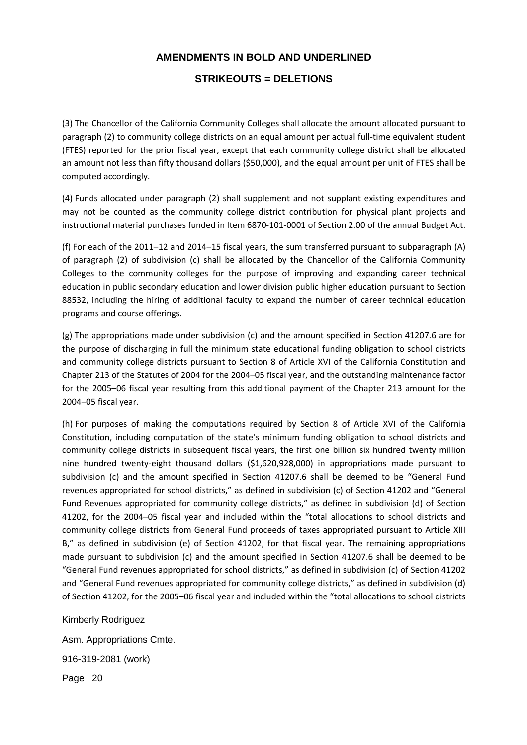**AMENDMENTS IN BOLD AND UNDERLINED**

**STRIKEOUTS = DELETIONS**

(3) The Chancellor of the California Community Colleges shall allocate the amount allocated pursuant to paragraph (2) to community college districts on an equal amount per actual full-time equivalent student (FTES) reported for the prior fiscal year, except that each community college district shall be allocated an amount not less than fifty thousand dollars ($50,000), and the equal amount per unit of FTES shall be computed accordingly.

(4) Funds allocated under paragraph (2) shall supplement and not supplant existing expenditures and may not be counted as the community college district contribution for physical plant projects and instructional material purchases funded in Item 6870-101-0001 of Section 2.00 of the annual Budget Act.

(f) For each of the 2011–12 and 2014–15 fiscal years, the sum transferred pursuant to subparagraph (A) of paragraph (2) of subdivision (c) shall be allocated by the Chancellor of the California Community Colleges to the community colleges for the purpose of improving and expanding career technical education in public secondary education and lower division public higher education pursuant to Section 88532, including the hiring of additional faculty to expand the number of career technical education programs and course offerings.

(g) The appropriations made under subdivision (c) and the amount specified in Section 41207.6 are for the purpose of discharging in full the minimum state educational funding obligation to school districts and community college districts pursuant to Section 8 of Article XVI of the California Constitution and Chapter 213 of the Statutes of 2004 for the 2004–05 fiscal year, and the outstanding maintenance factor for the 2005–06 fiscal year resulting from this additional payment of the Chapter 213 amount for the 2004–05 fiscal year.

(h) For purposes of making the computations required by Section 8 of Article XVI of the California Constitution, including computation of the state's minimum funding obligation to school districts and community college districts in subsequent fiscal years, the first one billion six hundred twenty million nine hundred twenty-eight thousand dollars ($1,620,928,000) in appropriations made pursuant to subdivision (c) and the amount specified in Section 41207.6 shall be deemed to be "General Fund revenues appropriated for school districts," as defined in subdivision (c) of Section 41202 and "General Fund Revenues appropriated for community college districts," as defined in subdivision (d) of Section 41202, for the 2004–05 fiscal year and included within the "total allocations to school districts and community college districts from General Fund proceeds of taxes appropriated pursuant to Article XIII B," as defined in subdivision (e) of Section 41202, for that fiscal year. The remaining appropriations made pursuant to subdivision (c) and the amount specified in Section 41207.6 shall be deemed to be "General Fund revenues appropriated for school districts," as defined in subdivision (c) of Section 41202 and "General Fund revenues appropriated for community college districts," as defined in subdivision (d) of Section 41202, for the 2005–06 fiscal year and included within the "total allocations to school districts

Kimberly Rodriguez

Asm. Appropriations Cmte.

916-319-2081 (work)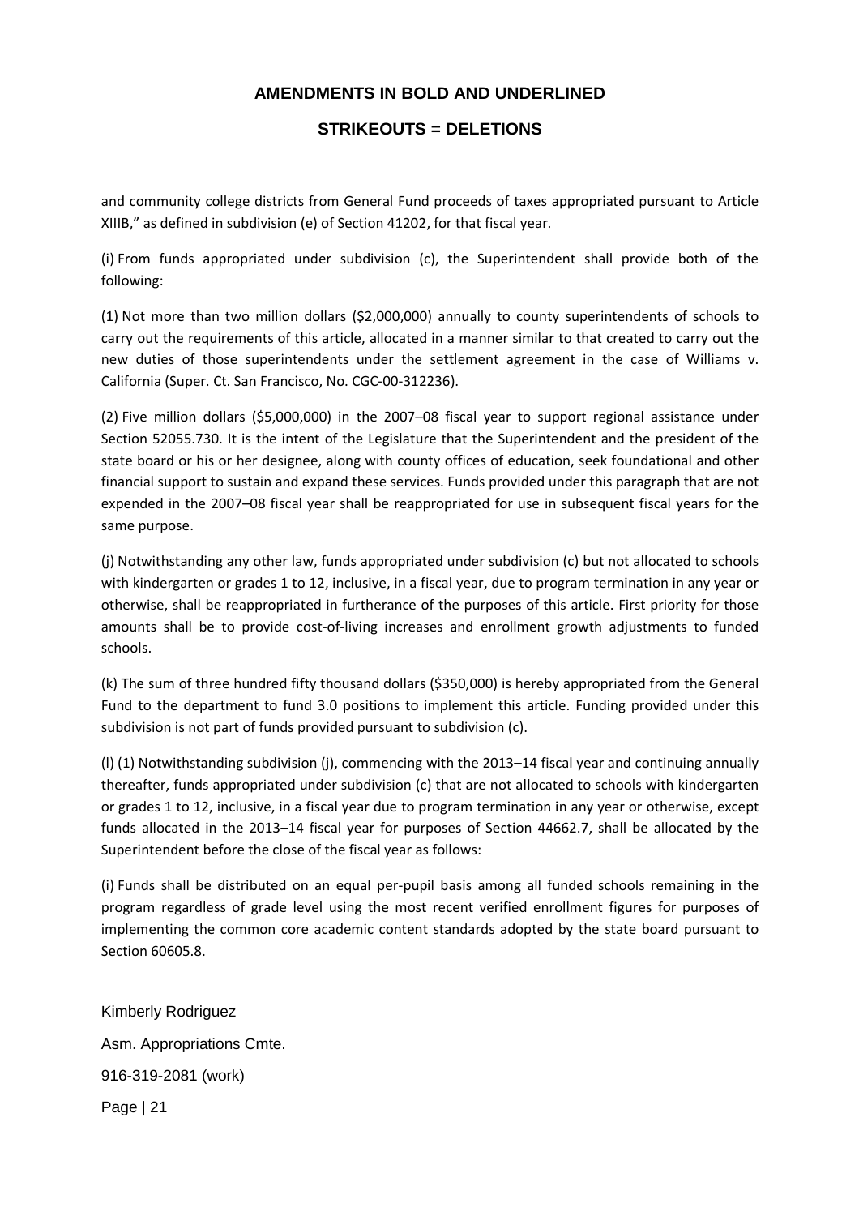**AMENDMENTS IN BOLD AND UNDERLINED**

**STRIKEOUTS = DELETIONS**

and community college districts from General Fund proceeds of taxes appropriated pursuant to Article XIIIB," as defined in subdivision (e) of Section 41202, for that fiscal year.

(i) From funds appropriated under subdivision (c), the Superintendent shall provide both of the following:

(1) Not more than two million dollars ($2,000,000) annually to county superintendents of schools to carry out the requirements of this article, allocated in a manner similar to that created to carry out the new duties of those superintendents under the settlement agreement in the case of Williams v. California (Super. Ct. San Francisco, No. CGC-00-312236).

(2) Five million dollars ($5,000,000) in the 2007–08 fiscal year to support regional assistance under Section 52055.730. It is the intent of the Legislature that the Superintendent and the president of the state board or his or her designee, along with county offices of education, seek foundational and other financial support to sustain and expand these services. Funds provided under this paragraph that are not expended in the 2007–08 fiscal year shall be reappropriated for use in subsequent fiscal years for the same purpose.

(j) Notwithstanding any other law, funds appropriated under subdivision (c) but not allocated to schools with kindergarten or grades 1 to 12, inclusive, in a fiscal year, due to program termination in any year or otherwise, shall be reappropriated in furtherance of the purposes of this article. First priority for those amounts shall be to provide cost-of-living increases and enrollment growth adjustments to funded schools.

(k) The sum of three hundred fifty thousand dollars ($350,000) is hereby appropriated from the General Fund to the department to fund 3.0 positions to implement this article. Funding provided under this subdivision is not part of funds provided pursuant to subdivision (c).

(l) (1) Notwithstanding subdivision (j), commencing with the 2013–14 fiscal year and continuing annually thereafter, funds appropriated under subdivision (c) that are not allocated to schools with kindergarten or grades 1 to 12, inclusive, in a fiscal year due to program termination in any year or otherwise, except funds allocated in the 2013–14 fiscal year for purposes of Section 44662.7, shall be allocated by the Superintendent before the close of the fiscal year as follows:

(i) Funds shall be distributed on an equal per-pupil basis among all funded schools remaining in the program regardless of grade level using the most recent verified enrollment figures for purposes of implementing the common core academic content standards adopted by the state board pursuant to Section 60605.8.

Kimberly Rodriguez

Asm. Appropriations Cmte.

916-319-2081 (work)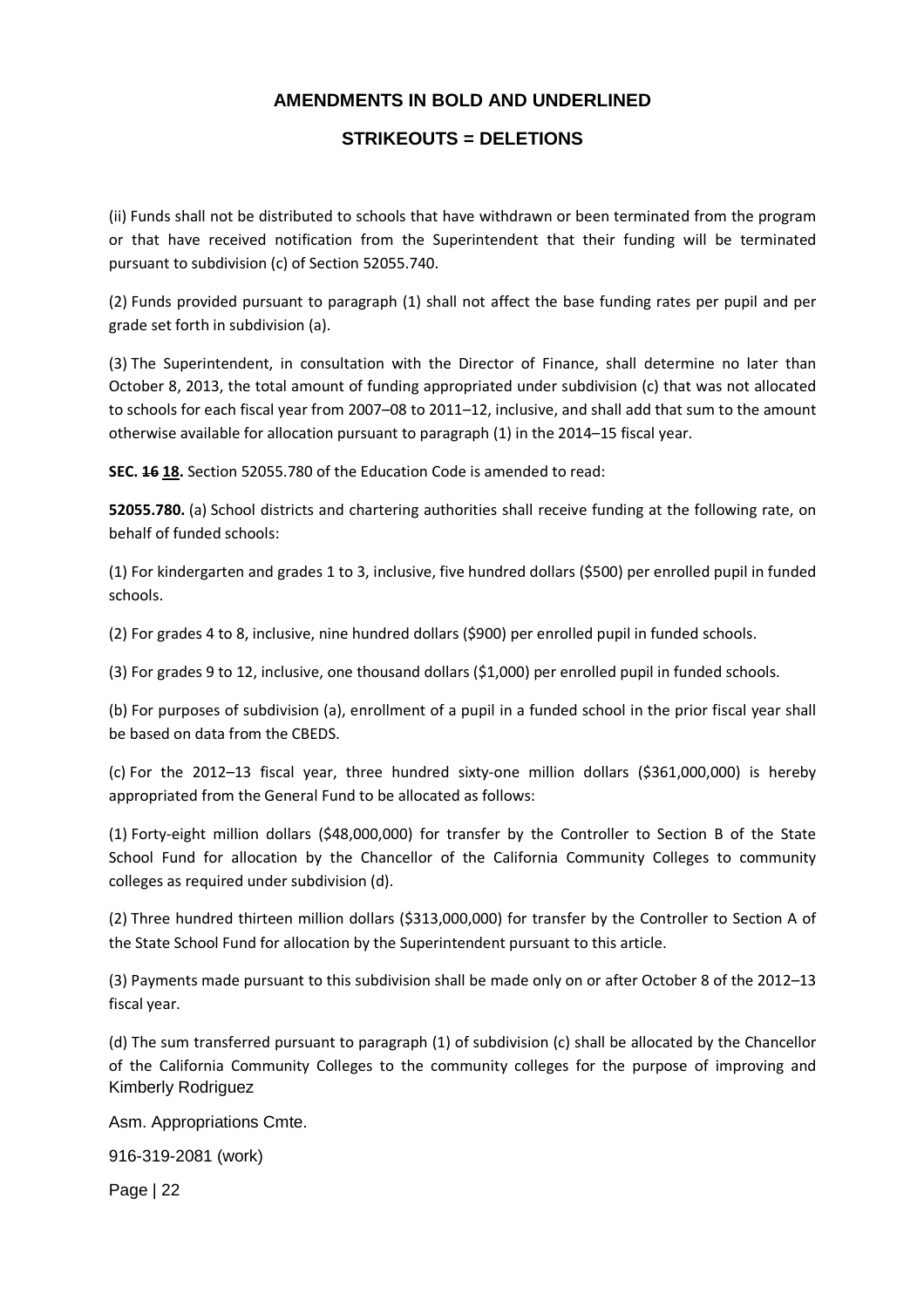**AMENDMENTS IN BOLD AND UNDERLINED**

**STRIKEOUTS = DELETIONS**

(ii) Funds shall not be distributed to schools that have withdrawn or been terminated from the program or that have received notification from the Superintendent that their funding will be terminated pursuant to subdivision (c) of Section 52055.740.

(2) Funds provided pursuant to paragraph (1) shall not affect the base funding rates per pupil and per grade set forth in subdivision (a).

(3) The Superintendent, in consultation with the Director of Finance, shall determine no later than October 8, 2013, the total amount of funding appropriated under subdivision (c) that was not allocated to schools for each fiscal year from 2007–08 to 2011–12, inclusive, and shall add that sum to the amount otherwise available for allocation pursuant to paragraph (1) in the 2014–15 fiscal year.

**SEC. ~~16~~ <u>18</u>.** Section 52055.780 of the Education Code is amended to read:

**52055.780.** (a) School districts and chartering authorities shall receive funding at the following rate, on behalf of funded schools:

(1) For kindergarten and grades 1 to 3, inclusive, five hundred dollars ($500) per enrolled pupil in funded schools.

(2) For grades 4 to 8, inclusive, nine hundred dollars ($900) per enrolled pupil in funded schools.

(3) For grades 9 to 12, inclusive, one thousand dollars ($1,000) per enrolled pupil in funded schools.

(b) For purposes of subdivision (a), enrollment of a pupil in a funded school in the prior fiscal year shall be based on data from the CBEDS.

(c) For the 2012–13 fiscal year, three hundred sixty-one million dollars ($361,000,000) is hereby appropriated from the General Fund to be allocated as follows:

(1) Forty-eight million dollars ($48,000,000) for transfer by the Controller to Section B of the State School Fund for allocation by the Chancellor of the California Community Colleges to community colleges as required under subdivision (d).

(2) Three hundred thirteen million dollars ($313,000,000) for transfer by the Controller to Section A of the State School Fund for allocation by the Superintendent pursuant to this article.

(3) Payments made pursuant to this subdivision shall be made only on or after October 8 of the 2012–13 fiscal year.

(d) The sum transferred pursuant to paragraph (1) of subdivision (c) shall be allocated by the Chancellor of the California Community Colleges to the community colleges for the purpose of improving and

Kimberly Rodriguez

Asm. Appropriations Cmte.

916-319-2081 (work)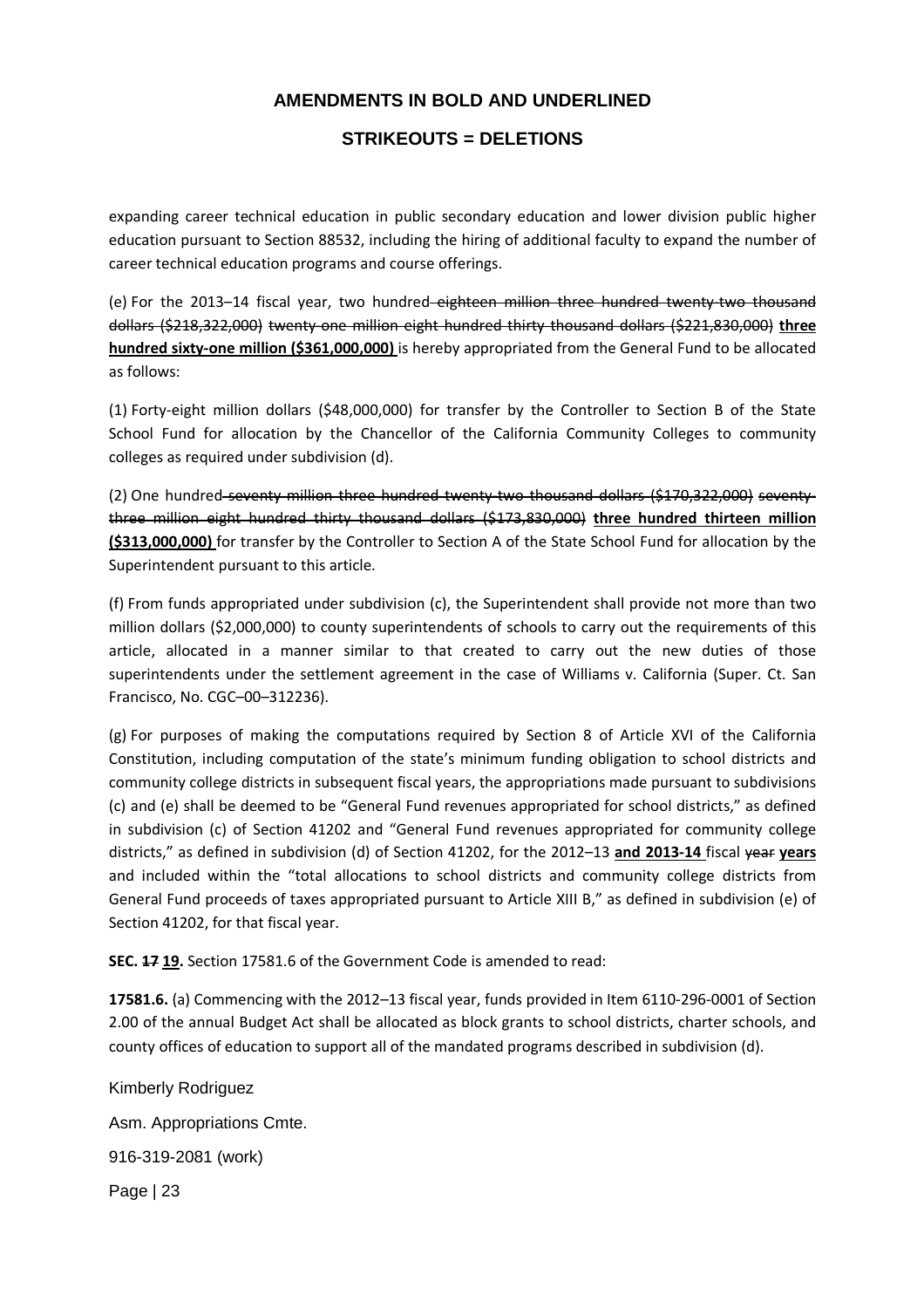**AMENDMENTS IN BOLD AND UNDERLINED**

**STRIKEOUTS = DELETIONS**

expanding career technical education in public secondary education and lower division public higher education pursuant to Section 88532, including the hiring of additional faculty to expand the number of career technical education programs and course offerings.

(e) For the 2013–14 fiscal year, two hundred ~~eighteen million three hundred twenty-two thousand dollars ($218,322,000)~~ ~~twenty-one million eight hundred thirty thousand dollars ($221,830,000)~~ **<u>three hundred sixty-one million ($361,000,000)</u>** is hereby appropriated from the General Fund to be allocated as follows:

(1) Forty-eight million dollars ($48,000,000) for transfer by the Controller to Section B of the State School Fund for allocation by the Chancellor of the California Community Colleges to community colleges as required under subdivision (d).

(2) One hundred ~~seventy million three hundred twenty-two thousand dollars ($170,322,000)~~ ~~seventy-three million eight hundred thirty thousand dollars ($173,830,000)~~ **<u>three hundred thirteen million ($313,000,000)</u>** for transfer by the Controller to Section A of the State School Fund for allocation by the Superintendent pursuant to this article.

(f) From funds appropriated under subdivision (c), the Superintendent shall provide not more than two million dollars ($2,000,000) to county superintendents of schools to carry out the requirements of this article, allocated in a manner similar to that created to carry out the new duties of those superintendents under the settlement agreement in the case of Williams v. California (Super. Ct. San Francisco, No. CGC–00–312236).

(g) For purposes of making the computations required by Section 8 of Article XVI of the California Constitution, including computation of the state's minimum funding obligation to school districts and community college districts in subsequent fiscal years, the appropriations made pursuant to subdivisions (c) and (e) shall be deemed to be "General Fund revenues appropriated for school districts," as defined in subdivision (c) of Section 41202 and "General Fund revenues appropriated for community college districts," as defined in subdivision (d) of Section 41202, for the 2012–13 **<u>and 2013-14</u>** fiscal ~~year~~ **<u>years</u>** and included within the "total allocations to school districts and community college districts from General Fund proceeds of taxes appropriated pursuant to Article XIII B," as defined in subdivision (e) of Section 41202, for that fiscal year.

**SEC. ~~17~~ <u>19</u>.** Section 17581.6 of the Government Code is amended to read:

**17581.6.** (a) Commencing with the 2012–13 fiscal year, funds provided in Item 6110-296-0001 of Section 2.00 of the annual Budget Act shall be allocated as block grants to school districts, charter schools, and county offices of education to support all of the mandated programs described in subdivision (d).

Kimberly Rodriguez

Asm. Appropriations Cmte.

916-319-2081 (work)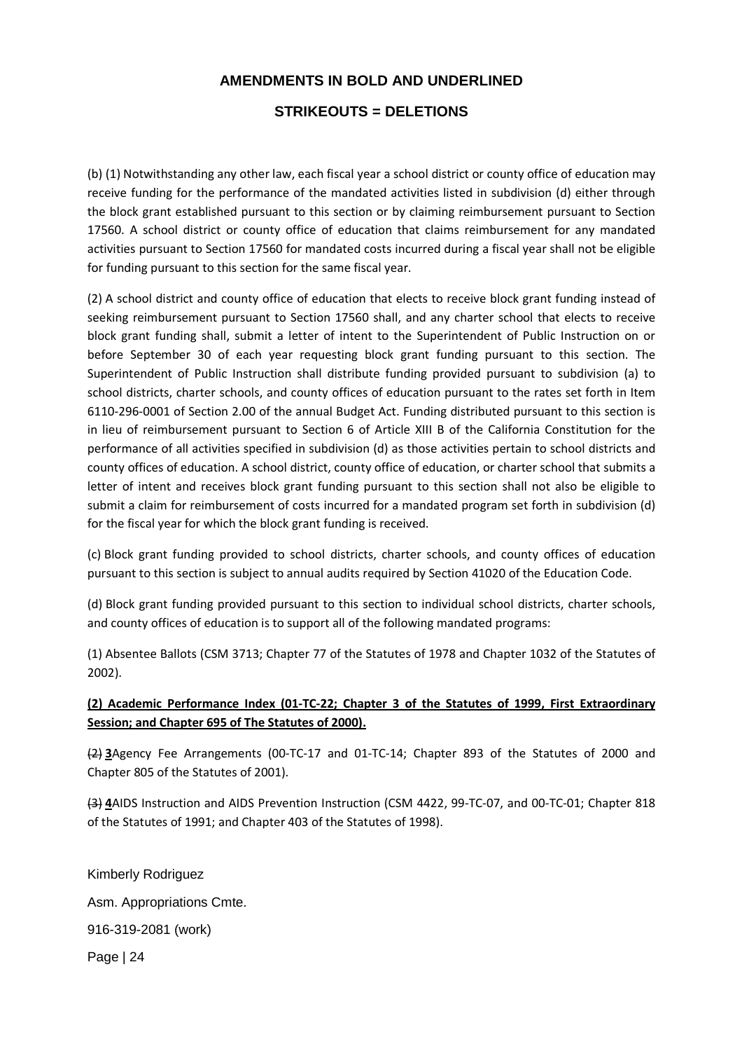**AMENDMENTS IN BOLD AND UNDERLINED**

**STRIKEOUTS = DELETIONS**

(b) (1) Notwithstanding any other law, each fiscal year a school district or county office of education may receive funding for the performance of the mandated activities listed in subdivision (d) either through the block grant established pursuant to this section or by claiming reimbursement pursuant to Section 17560. A school district or county office of education that claims reimbursement for any mandated activities pursuant to Section 17560 for mandated costs incurred during a fiscal year shall not be eligible for funding pursuant to this section for the same fiscal year.

(2) A school district and county office of education that elects to receive block grant funding instead of seeking reimbursement pursuant to Section 17560 shall, and any charter school that elects to receive block grant funding shall, submit a letter of intent to the Superintendent of Public Instruction on or before September 30 of each year requesting block grant funding pursuant to this section. The Superintendent of Public Instruction shall distribute funding provided pursuant to subdivision (a) to school districts, charter schools, and county offices of education pursuant to the rates set forth in Item 6110-296-0001 of Section 2.00 of the annual Budget Act. Funding distributed pursuant to this section is in lieu of reimbursement pursuant to Section 6 of Article XIII B of the California Constitution for the performance of all activities specified in subdivision (d) as those activities pertain to school districts and county offices of education. A school district, county office of education, or charter school that submits a letter of intent and receives block grant funding pursuant to this section shall not also be eligible to submit a claim for reimbursement of costs incurred for a mandated program set forth in subdivision (d) for the fiscal year for which the block grant funding is received.

(c) Block grant funding provided to school districts, charter schools, and county offices of education pursuant to this section is subject to annual audits required by Section 41020 of the Education Code.

(d) Block grant funding provided pursuant to this section to individual school districts, charter schools, and county offices of education is to support all of the following mandated programs:

(1) Absentee Ballots (CSM 3713; Chapter 77 of the Statutes of 1978 and Chapter 1032 of the Statutes of 2002).

<u>**(2) Academic Performance Index (01-TC-22; Chapter 3 of the Statutes of 1999, First Extraordinary Session; and Chapter 695 of The Statutes of 2000).**</u>

~~(2)~~ <u>**3**</u>Agency Fee Arrangements (00-TC-17 and 01-TC-14; Chapter 893 of the Statutes of 2000 and Chapter 805 of the Statutes of 2001).

~~(3)~~ <u>**4**</u>AIDS Instruction and AIDS Prevention Instruction (CSM 4422, 99-TC-07, and 00-TC-01; Chapter 818 of the Statutes of 1991; and Chapter 403 of the Statutes of 1998).

Kimberly Rodriguez

Asm. Appropriations Cmte.

916-319-2081 (work)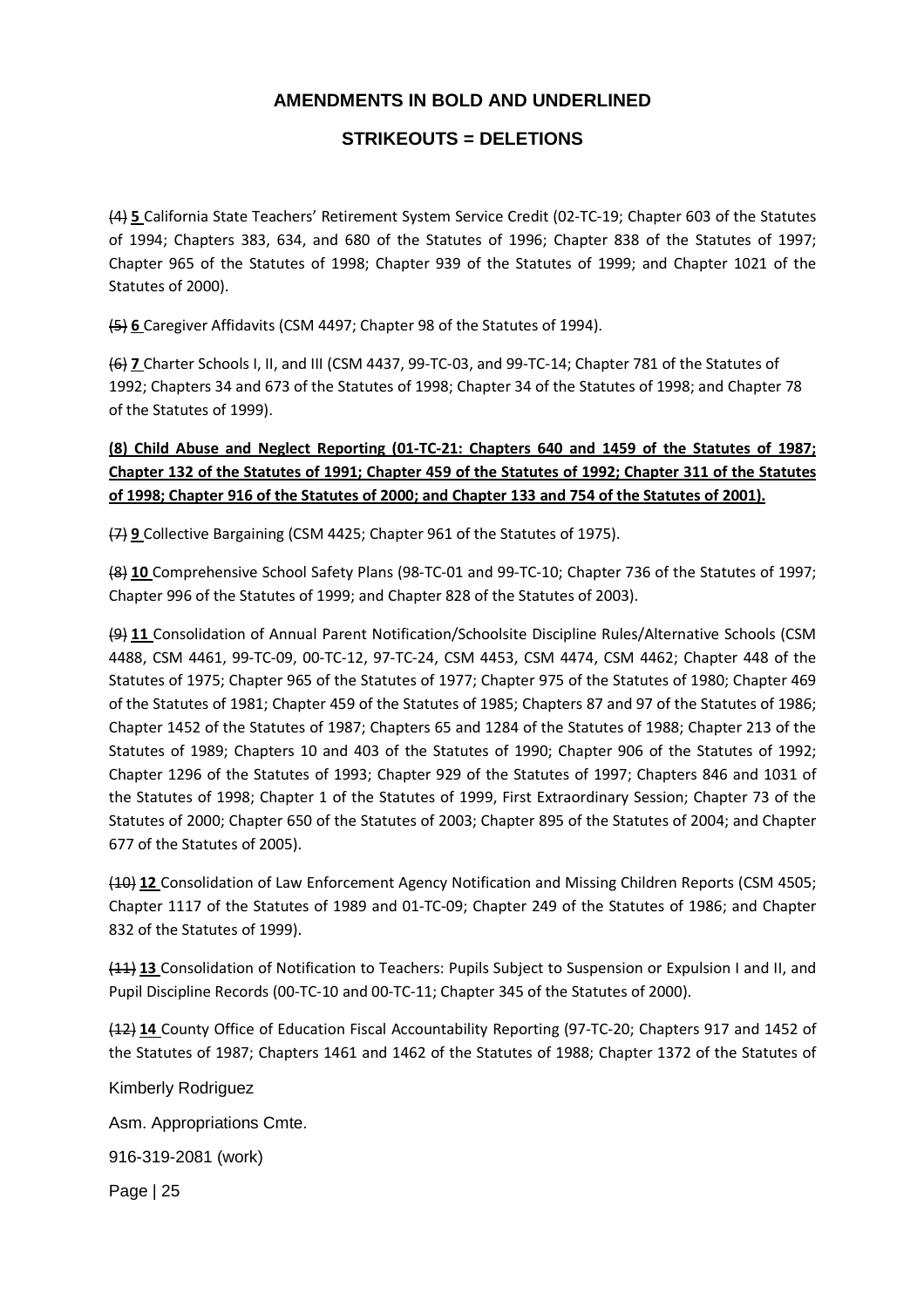**AMENDMENTS IN BOLD AND UNDERLINED**

**STRIKEOUTS = DELETIONS**

~~(4)~~ **5** California State Teachers' Retirement System Service Credit (02-TC-19; Chapter 603 of the Statutes of 1994; Chapters 383, 634, and 680 of the Statutes of 1996; Chapter 838 of the Statutes of 1997; Chapter 965 of the Statutes of 1998; Chapter 939 of the Statutes of 1999; and Chapter 1021 of the Statutes of 2000).

~~(5)~~ **6** Caregiver Affidavits (CSM 4497; Chapter 98 of the Statutes of 1994).

~~(6)~~ **7** Charter Schools I, II, and III (CSM 4437, 99-TC-03, and 99-TC-14; Chapter 781 of the Statutes of 1992; Chapters 34 and 673 of the Statutes of 1998; Chapter 34 of the Statutes of 1998; and Chapter 78 of the Statutes of 1999).

<u>**(8) Child Abuse and Neglect Reporting (01-TC-21: Chapters 640 and 1459 of the Statutes of 1987; Chapter 132 of the Statutes of 1991; Chapter 459 of the Statutes of 1992; Chapter 311 of the Statutes of 1998; Chapter 916 of the Statutes of 2000; and Chapter 133 and 754 of the Statutes of 2001).**</u>

~~(7)~~ **9** Collective Bargaining (CSM 4425; Chapter 961 of the Statutes of 1975).

~~(8)~~ **10** Comprehensive School Safety Plans (98-TC-01 and 99-TC-10; Chapter 736 of the Statutes of 1997; Chapter 996 of the Statutes of 1999; and Chapter 828 of the Statutes of 2003).

~~(9)~~ **11** Consolidation of Annual Parent Notification/Schoolsite Discipline Rules/Alternative Schools (CSM 4488, CSM 4461, 99-TC-09, 00-TC-12, 97-TC-24, CSM 4453, CSM 4474, CSM 4462; Chapter 448 of the Statutes of 1975; Chapter 965 of the Statutes of 1977; Chapter 975 of the Statutes of 1980; Chapter 469 of the Statutes of 1981; Chapter 459 of the Statutes of 1985; Chapters 87 and 97 of the Statutes of 1986; Chapter 1452 of the Statutes of 1987; Chapters 65 and 1284 of the Statutes of 1988; Chapter 213 of the Statutes of 1989; Chapters 10 and 403 of the Statutes of 1990; Chapter 906 of the Statutes of 1992; Chapter 1296 of the Statutes of 1993; Chapter 929 of the Statutes of 1997; Chapters 846 and 1031 of the Statutes of 1998; Chapter 1 of the Statutes of 1999, First Extraordinary Session; Chapter 73 of the Statutes of 2000; Chapter 650 of the Statutes of 2003; Chapter 895 of the Statutes of 2004; and Chapter 677 of the Statutes of 2005).

~~(10)~~ **12** Consolidation of Law Enforcement Agency Notification and Missing Children Reports (CSM 4505; Chapter 1117 of the Statutes of 1989 and 01-TC-09; Chapter 249 of the Statutes of 1986; and Chapter 832 of the Statutes of 1999).

~~(11)~~ **13** Consolidation of Notification to Teachers: Pupils Subject to Suspension or Expulsion I and II, and Pupil Discipline Records (00-TC-10 and 00-TC-11; Chapter 345 of the Statutes of 2000).

~~(12)~~ **14** County Office of Education Fiscal Accountability Reporting (97-TC-20; Chapters 917 and 1452 of the Statutes of 1987; Chapters 1461 and 1462 of the Statutes of 1988; Chapter 1372 of the Statutes of

Kimberly Rodriguez

Asm. Appropriations Cmte.

916-319-2081 (work)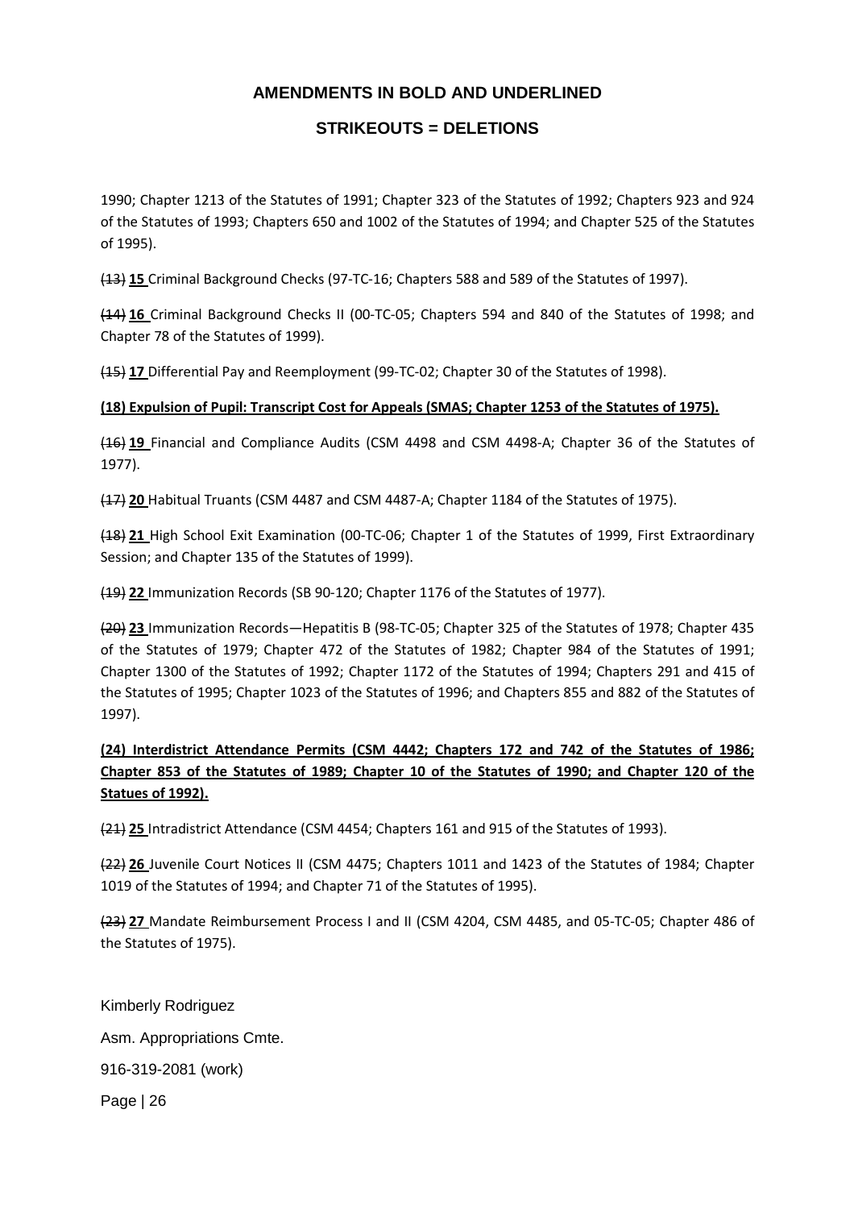**AMENDMENTS IN BOLD AND UNDERLINED**

**STRIKEOUTS = DELETIONS**

1990; Chapter 1213 of the Statutes of 1991; Chapter 323 of the Statutes of 1992; Chapters 923 and 924 of the Statutes of 1993; Chapters 650 and 1002 of the Statutes of 1994; and Chapter 525 of the Statutes of 1995).

~~(13)~~ **<u>15</u>** Criminal Background Checks (97-TC-16; Chapters 588 and 589 of the Statutes of 1997).

~~(14)~~ **<u>16</u>** Criminal Background Checks II (00-TC-05; Chapters 594 and 840 of the Statutes of 1998; and Chapter 78 of the Statutes of 1999).

~~(15)~~ **<u>17</u>** Differential Pay and Reemployment (99-TC-02; Chapter 30 of the Statutes of 1998).

**<u>(18) Expulsion of Pupil: Transcript Cost for Appeals (SMAS; Chapter 1253 of the Statutes of 1975).</u>**

~~(16)~~ **<u>19</u>** Financial and Compliance Audits (CSM 4498 and CSM 4498-A; Chapter 36 of the Statutes of 1977).

~~(17)~~ **<u>20</u>** Habitual Truants (CSM 4487 and CSM 4487-A; Chapter 1184 of the Statutes of 1975).

~~(18)~~ **<u>21</u>** High School Exit Examination (00-TC-06; Chapter 1 of the Statutes of 1999, First Extraordinary Session; and Chapter 135 of the Statutes of 1999).

~~(19)~~ **<u>22</u>** Immunization Records (SB 90-120; Chapter 1176 of the Statutes of 1977).

~~(20)~~ **<u>23</u>** Immunization Records—Hepatitis B (98-TC-05; Chapter 325 of the Statutes of 1978; Chapter 435 of the Statutes of 1979; Chapter 472 of the Statutes of 1982; Chapter 984 of the Statutes of 1991; Chapter 1300 of the Statutes of 1992; Chapter 1172 of the Statutes of 1994; Chapters 291 and 415 of the Statutes of 1995; Chapter 1023 of the Statutes of 1996; and Chapters 855 and 882 of the Statutes of 1997).

**<u>(24) Interdistrict Attendance Permits (CSM 4442; Chapters 172 and 742 of the Statutes of 1986; Chapter 853 of the Statutes of 1989; Chapter 10 of the Statutes of 1990; and Chapter 120 of the Statues of 1992).</u>**

~~(21)~~ **<u>25</u>** Intradistrict Attendance (CSM 4454; Chapters 161 and 915 of the Statutes of 1993).

~~(22)~~ **<u>26</u>** Juvenile Court Notices II (CSM 4475; Chapters 1011 and 1423 of the Statutes of 1984; Chapter 1019 of the Statutes of 1994; and Chapter 71 of the Statutes of 1995).

~~(23)~~ **<u>27</u>** Mandate Reimbursement Process I and II (CSM 4204, CSM 4485, and 05-TC-05; Chapter 486 of the Statutes of 1975).

Kimberly Rodriguez

Asm. Appropriations Cmte.

916-319-2081 (work)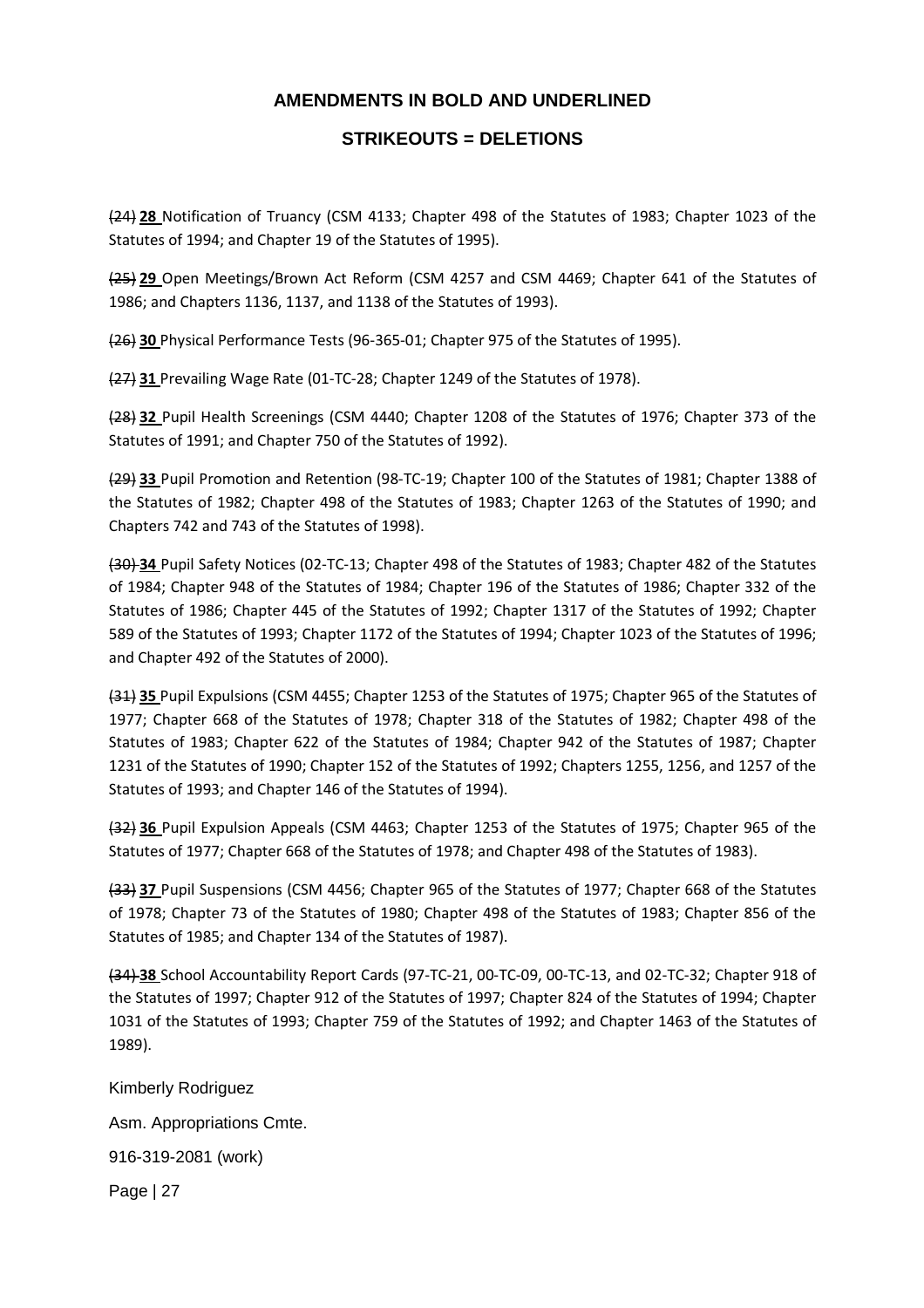**AMENDMENTS IN BOLD AND UNDERLINED**

**STRIKEOUTS = DELETIONS**

~~(24)~~ **<u>28</u>** Notification of Truancy (CSM 4133; Chapter 498 of the Statutes of 1983; Chapter 1023 of the Statutes of 1994; and Chapter 19 of the Statutes of 1995).

~~(25)~~ **<u>29</u>** Open Meetings/Brown Act Reform (CSM 4257 and CSM 4469; Chapter 641 of the Statutes of 1986; and Chapters 1136, 1137, and 1138 of the Statutes of 1993).

~~(26)~~ **<u>30</u>** Physical Performance Tests (96-365-01; Chapter 975 of the Statutes of 1995).

~~(27)~~ **<u>31</u>** Prevailing Wage Rate (01-TC-28; Chapter 1249 of the Statutes of 1978).

~~(28)~~ **<u>32</u>** Pupil Health Screenings (CSM 4440; Chapter 1208 of the Statutes of 1976; Chapter 373 of the Statutes of 1991; and Chapter 750 of the Statutes of 1992).

~~(29)~~ **<u>33</u>** Pupil Promotion and Retention (98-TC-19; Chapter 100 of the Statutes of 1981; Chapter 1388 of the Statutes of 1982; Chapter 498 of the Statutes of 1983; Chapter 1263 of the Statutes of 1990; and Chapters 742 and 743 of the Statutes of 1998).

~~(30)~~ **<u>34</u>** Pupil Safety Notices (02-TC-13; Chapter 498 of the Statutes of 1983; Chapter 482 of the Statutes of 1984; Chapter 948 of the Statutes of 1984; Chapter 196 of the Statutes of 1986; Chapter 332 of the Statutes of 1986; Chapter 445 of the Statutes of 1992; Chapter 1317 of the Statutes of 1992; Chapter 589 of the Statutes of 1993; Chapter 1172 of the Statutes of 1994; Chapter 1023 of the Statutes of 1996; and Chapter 492 of the Statutes of 2000).

~~(31)~~ **<u>35</u>** Pupil Expulsions (CSM 4455; Chapter 1253 of the Statutes of 1975; Chapter 965 of the Statutes of 1977; Chapter 668 of the Statutes of 1978; Chapter 318 of the Statutes of 1982; Chapter 498 of the Statutes of 1983; Chapter 622 of the Statutes of 1984; Chapter 942 of the Statutes of 1987; Chapter 1231 of the Statutes of 1990; Chapter 152 of the Statutes of 1992; Chapters 1255, 1256, and 1257 of the Statutes of 1993; and Chapter 146 of the Statutes of 1994).

~~(32)~~ **<u>36</u>** Pupil Expulsion Appeals (CSM 4463; Chapter 1253 of the Statutes of 1975; Chapter 965 of the Statutes of 1977; Chapter 668 of the Statutes of 1978; and Chapter 498 of the Statutes of 1983).

~~(33)~~ **<u>37</u>** Pupil Suspensions (CSM 4456; Chapter 965 of the Statutes of 1977; Chapter 668 of the Statutes of 1978; Chapter 73 of the Statutes of 1980; Chapter 498 of the Statutes of 1983; Chapter 856 of the Statutes of 1985; and Chapter 134 of the Statutes of 1987).

~~(34)~~ **<u>38</u>** School Accountability Report Cards (97-TC-21, 00-TC-09, 00-TC-13, and 02-TC-32; Chapter 918 of the Statutes of 1997; Chapter 912 of the Statutes of 1997; Chapter 824 of the Statutes of 1994; Chapter 1031 of the Statutes of 1993; Chapter 759 of the Statutes of 1992; and Chapter 1463 of the Statutes of 1989).

Kimberly Rodriguez

Asm. Appropriations Cmte.

916-319-2081 (work)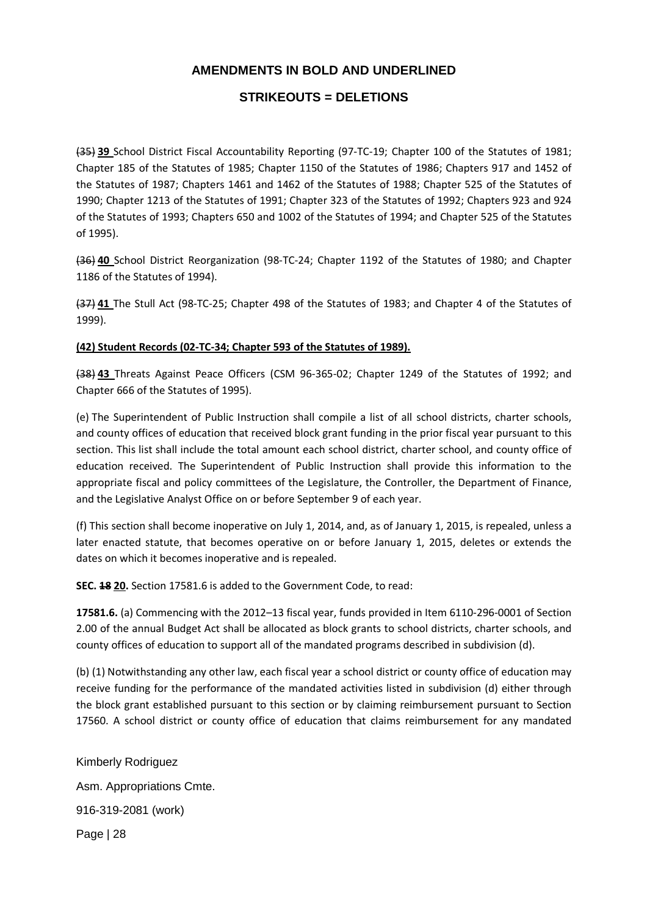**AMENDMENTS IN BOLD AND UNDERLINED**

**STRIKEOUTS = DELETIONS**

~~(35)~~ **<u>39</u>** School District Fiscal Accountability Reporting (97-TC-19; Chapter 100 of the Statutes of 1981; Chapter 185 of the Statutes of 1985; Chapter 1150 of the Statutes of 1986; Chapters 917 and 1452 of the Statutes of 1987; Chapters 1461 and 1462 of the Statutes of 1988; Chapter 525 of the Statutes of 1990; Chapter 1213 of the Statutes of 1991; Chapter 323 of the Statutes of 1992; Chapters 923 and 924 of the Statutes of 1993; Chapters 650 and 1002 of the Statutes of 1994; and Chapter 525 of the Statutes of 1995).

~~(36)~~ **<u>40</u>** School District Reorganization (98-TC-24; Chapter 1192 of the Statutes of 1980; and Chapter 1186 of the Statutes of 1994).

~~(37)~~ **<u>41</u>** The Stull Act (98-TC-25; Chapter 498 of the Statutes of 1983; and Chapter 4 of the Statutes of 1999).

**<u>(42) Student Records (02-TC-34; Chapter 593 of the Statutes of 1989).</u>**

~~(38)~~ **<u>43</u>** Threats Against Peace Officers (CSM 96-365-02; Chapter 1249 of the Statutes of 1992; and Chapter 666 of the Statutes of 1995).

(e) The Superintendent of Public Instruction shall compile a list of all school districts, charter schools, and county offices of education that received block grant funding in the prior fiscal year pursuant to this section. This list shall include the total amount each school district, charter school, and county office of education received. The Superintendent of Public Instruction shall provide this information to the appropriate fiscal and policy committees of the Legislature, the Controller, the Department of Finance, and the Legislative Analyst Office on or before September 9 of each year.

(f) This section shall become inoperative on July 1, 2014, and, as of January 1, 2015, is repealed, unless a later enacted statute, that becomes operative on or before January 1, 2015, deletes or extends the dates on which it becomes inoperative and is repealed.

**SEC. ~~18~~ <u>20</u>.** Section 17581.6 is added to the Government Code, to read:

**17581.6.** (a) Commencing with the 2012–13 fiscal year, funds provided in Item 6110-296-0001 of Section 2.00 of the annual Budget Act shall be allocated as block grants to school districts, charter schools, and county offices of education to support all of the mandated programs described in subdivision (d).

(b) (1) Notwithstanding any other law, each fiscal year a school district or county office of education may receive funding for the performance of the mandated activities listed in subdivision (d) either through the block grant established pursuant to this section or by claiming reimbursement pursuant to Section 17560. A school district or county office of education that claims reimbursement for any mandated

Kimberly Rodriguez

Asm. Appropriations Cmte.

916-319-2081 (work)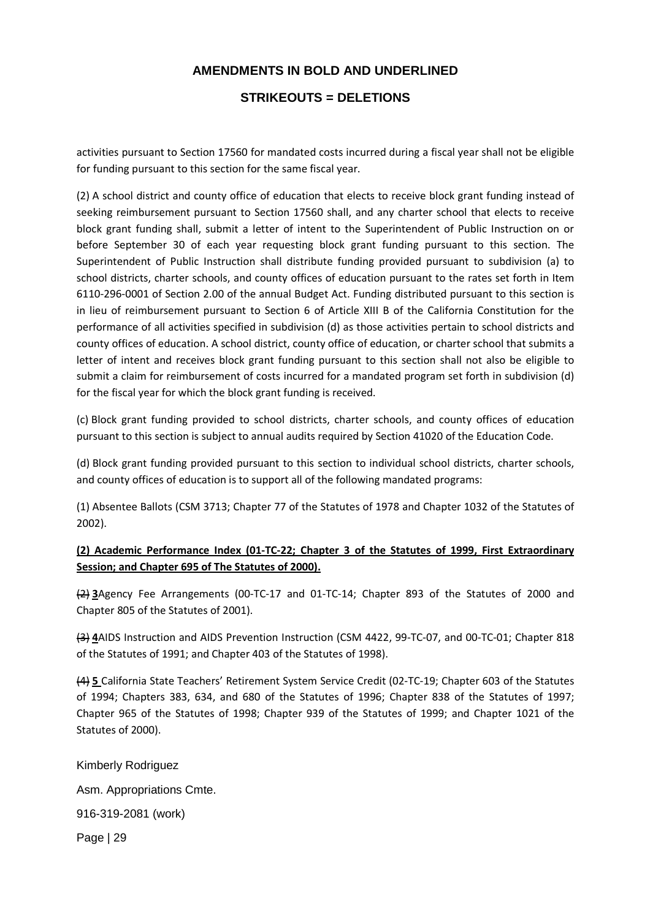**AMENDMENTS IN BOLD AND UNDERLINED**

**STRIKEOUTS = DELETIONS**

activities pursuant to Section 17560 for mandated costs incurred during a fiscal year shall not be eligible for funding pursuant to this section for the same fiscal year.

(2) A school district and county office of education that elects to receive block grant funding instead of seeking reimbursement pursuant to Section 17560 shall, and any charter school that elects to receive block grant funding shall, submit a letter of intent to the Superintendent of Public Instruction on or before September 30 of each year requesting block grant funding pursuant to this section. The Superintendent of Public Instruction shall distribute funding provided pursuant to subdivision (a) to school districts, charter schools, and county offices of education pursuant to the rates set forth in Item 6110-296-0001 of Section 2.00 of the annual Budget Act. Funding distributed pursuant to this section is in lieu of reimbursement pursuant to Section 6 of Article XIII B of the California Constitution for the performance of all activities specified in subdivision (d) as those activities pertain to school districts and county offices of education. A school district, county office of education, or charter school that submits a letter of intent and receives block grant funding pursuant to this section shall not also be eligible to submit a claim for reimbursement of costs incurred for a mandated program set forth in subdivision (d) for the fiscal year for which the block grant funding is received.

(c) Block grant funding provided to school districts, charter schools, and county offices of education pursuant to this section is subject to annual audits required by Section 41020 of the Education Code.

(d) Block grant funding provided pursuant to this section to individual school districts, charter schools, and county offices of education is to support all of the following mandated programs:

(1) Absentee Ballots (CSM 3713; Chapter 77 of the Statutes of 1978 and Chapter 1032 of the Statutes of 2002).

<u>**(2) Academic Performance Index (01-TC-22; Chapter 3 of the Statutes of 1999, First Extraordinary Session; and Chapter 695 of The Statutes of 2000).**</u>

~~(2)~~ <u>**3**</u>Agency Fee Arrangements (00-TC-17 and 01-TC-14; Chapter 893 of the Statutes of 2000 and Chapter 805 of the Statutes of 2001).

~~(3)~~ <u>**4**</u>AIDS Instruction and AIDS Prevention Instruction (CSM 4422, 99-TC-07, and 00-TC-01; Chapter 818 of the Statutes of 1991; and Chapter 403 of the Statutes of 1998).

~~(4)~~ <u>**5**</u> California State Teachers' Retirement System Service Credit (02-TC-19; Chapter 603 of the Statutes of 1994; Chapters 383, 634, and 680 of the Statutes of 1996; Chapter 838 of the Statutes of 1997; Chapter 965 of the Statutes of 1998; Chapter 939 of the Statutes of 1999; and Chapter 1021 of the Statutes of 2000).

Kimberly Rodriguez

Asm. Appropriations Cmte.

916-319-2081 (work)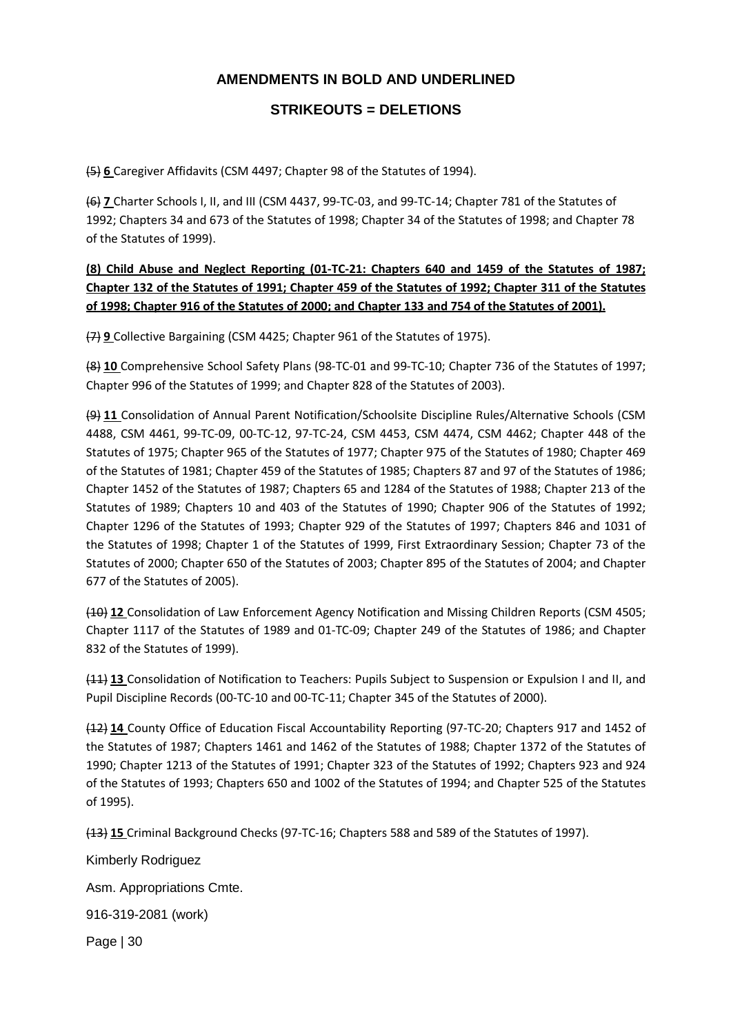**AMENDMENTS IN BOLD AND UNDERLINED**

**STRIKEOUTS = DELETIONS**

~~(5)~~ **6** Caregiver Affidavits (CSM 4497; Chapter 98 of the Statutes of 1994).

~~(6)~~ **7** Charter Schools I, II, and III (CSM 4437, 99-TC-03, and 99-TC-14; Chapter 781 of the Statutes of 1992; Chapters 34 and 673 of the Statutes of 1998; Chapter 34 of the Statutes of 1998; and Chapter 78 of the Statutes of 1999).

**<u>(8) Child Abuse and Neglect Reporting (01-TC-21: Chapters 640 and 1459 of the Statutes of 1987; Chapter 132 of the Statutes of 1991; Chapter 459 of the Statutes of 1992; Chapter 311 of the Statutes of 1998; Chapter 916 of the Statutes of 2000; and Chapter 133 and 754 of the Statutes of 2001).</u>**

~~(7)~~ **9** Collective Bargaining (CSM 4425; Chapter 961 of the Statutes of 1975).

~~(8)~~ **10** Comprehensive School Safety Plans (98-TC-01 and 99-TC-10; Chapter 736 of the Statutes of 1997; Chapter 996 of the Statutes of 1999; and Chapter 828 of the Statutes of 2003).

~~(9)~~ **11** Consolidation of Annual Parent Notification/Schoolsite Discipline Rules/Alternative Schools (CSM 4488, CSM 4461, 99-TC-09, 00-TC-12, 97-TC-24, CSM 4453, CSM 4474, CSM 4462; Chapter 448 of the Statutes of 1975; Chapter 965 of the Statutes of 1977; Chapter 975 of the Statutes of 1980; Chapter 469 of the Statutes of 1981; Chapter 459 of the Statutes of 1985; Chapters 87 and 97 of the Statutes of 1986; Chapter 1452 of the Statutes of 1987; Chapters 65 and 1284 of the Statutes of 1988; Chapter 213 of the Statutes of 1989; Chapters 10 and 403 of the Statutes of 1990; Chapter 906 of the Statutes of 1992; Chapter 1296 of the Statutes of 1993; Chapter 929 of the Statutes of 1997; Chapters 846 and 1031 of the Statutes of 1998; Chapter 1 of the Statutes of 1999, First Extraordinary Session; Chapter 73 of the Statutes of 2000; Chapter 650 of the Statutes of 2003; Chapter 895 of the Statutes of 2004; and Chapter 677 of the Statutes of 2005).

~~(10)~~ **12** Consolidation of Law Enforcement Agency Notification and Missing Children Reports (CSM 4505; Chapter 1117 of the Statutes of 1989 and 01-TC-09; Chapter 249 of the Statutes of 1986; and Chapter 832 of the Statutes of 1999).

~~(11)~~ **13** Consolidation of Notification to Teachers: Pupils Subject to Suspension or Expulsion I and II, and Pupil Discipline Records (00-TC-10 and 00-TC-11; Chapter 345 of the Statutes of 2000).

~~(12)~~ **14** County Office of Education Fiscal Accountability Reporting (97-TC-20; Chapters 917 and 1452 of the Statutes of 1987; Chapters 1461 and 1462 of the Statutes of 1988; Chapter 1372 of the Statutes of 1990; Chapter 1213 of the Statutes of 1991; Chapter 323 of the Statutes of 1992; Chapters 923 and 924 of the Statutes of 1993; Chapters 650 and 1002 of the Statutes of 1994; and Chapter 525 of the Statutes of 1995).

~~(13)~~ **15** Criminal Background Checks (97-TC-16; Chapters 588 and 589 of the Statutes of 1997).

Kimberly Rodriguez

Asm. Appropriations Cmte.

916-319-2081 (work)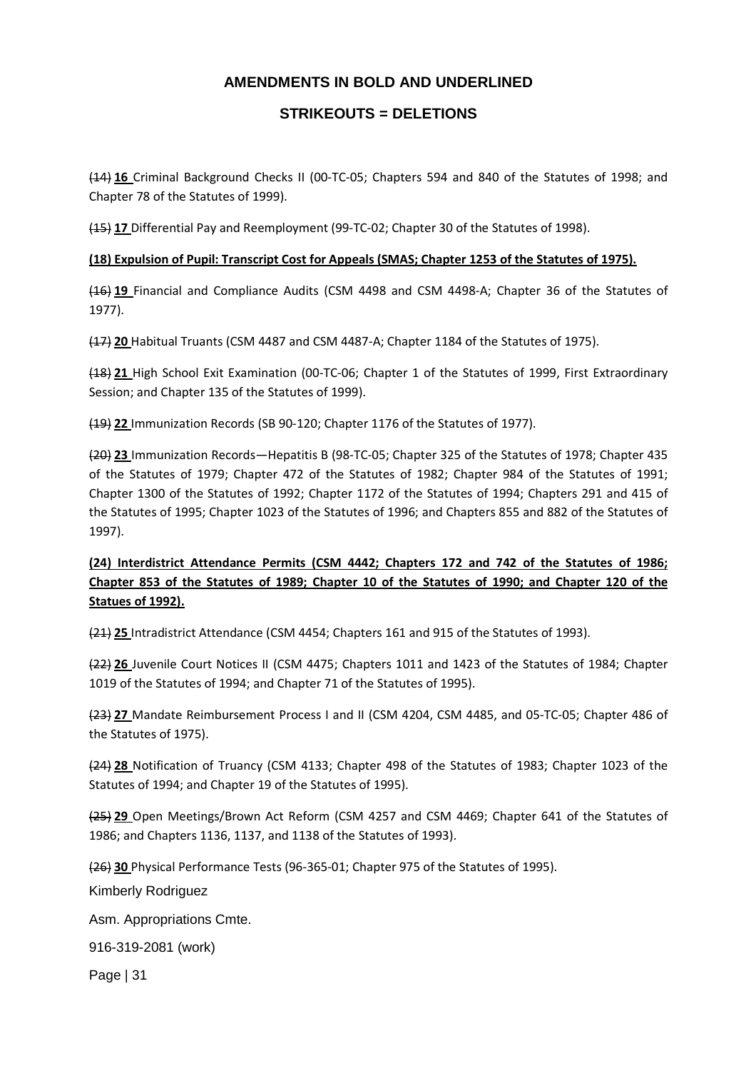**AMENDMENTS IN BOLD AND UNDERLINED**

**STRIKEOUTS = DELETIONS**

~~(14)~~ **16** Criminal Background Checks II (00-TC-05; Chapters 594 and 840 of the Statutes of 1998; and Chapter 78 of the Statutes of 1999).

~~(15)~~ **17** Differential Pay and Reemployment (99-TC-02; Chapter 30 of the Statutes of 1998).

**<u>(18) Expulsion of Pupil: Transcript Cost for Appeals (SMAS; Chapter 1253 of the Statutes of 1975).</u>**

~~(16)~~ **19** Financial and Compliance Audits (CSM 4498 and CSM 4498-A; Chapter 36 of the Statutes of 1977).

~~(17)~~ **20** Habitual Truants (CSM 4487 and CSM 4487-A; Chapter 1184 of the Statutes of 1975).

~~(18)~~ **21** High School Exit Examination (00-TC-06; Chapter 1 of the Statutes of 1999, First Extraordinary Session; and Chapter 135 of the Statutes of 1999).

~~(19)~~ **22** Immunization Records (SB 90-120; Chapter 1176 of the Statutes of 1977).

~~(20)~~ **23** Immunization Records—Hepatitis B (98-TC-05; Chapter 325 of the Statutes of 1978; Chapter 435 of the Statutes of 1979; Chapter 472 of the Statutes of 1982; Chapter 984 of the Statutes of 1991; Chapter 1300 of the Statutes of 1992; Chapter 1172 of the Statutes of 1994; Chapters 291 and 415 of the Statutes of 1995; Chapter 1023 of the Statutes of 1996; and Chapters 855 and 882 of the Statutes of 1997).

**<u>(24) Interdistrict Attendance Permits (CSM 4442; Chapters 172 and 742 of the Statutes of 1986; Chapter 853 of the Statutes of 1989; Chapter 10 of the Statutes of 1990; and Chapter 120 of the Statues of 1992).</u>**

~~(21)~~ **25** Intradistrict Attendance (CSM 4454; Chapters 161 and 915 of the Statutes of 1993).

~~(22)~~ **26** Juvenile Court Notices II (CSM 4475; Chapters 1011 and 1423 of the Statutes of 1984; Chapter 1019 of the Statutes of 1994; and Chapter 71 of the Statutes of 1995).

~~(23)~~ **27** Mandate Reimbursement Process I and II (CSM 4204, CSM 4485, and 05-TC-05; Chapter 486 of the Statutes of 1975).

~~(24)~~ **28** Notification of Truancy (CSM 4133; Chapter 498 of the Statutes of 1983; Chapter 1023 of the Statutes of 1994; and Chapter 19 of the Statutes of 1995).

~~(25)~~ **29** Open Meetings/Brown Act Reform (CSM 4257 and CSM 4469; Chapter 641 of the Statutes of 1986; and Chapters 1136, 1137, and 1138 of the Statutes of 1993).

~~(26)~~ **30** Physical Performance Tests (96-365-01; Chapter 975 of the Statutes of 1995).

Kimberly Rodriguez

Asm. Appropriations Cmte.

916-319-2081 (work)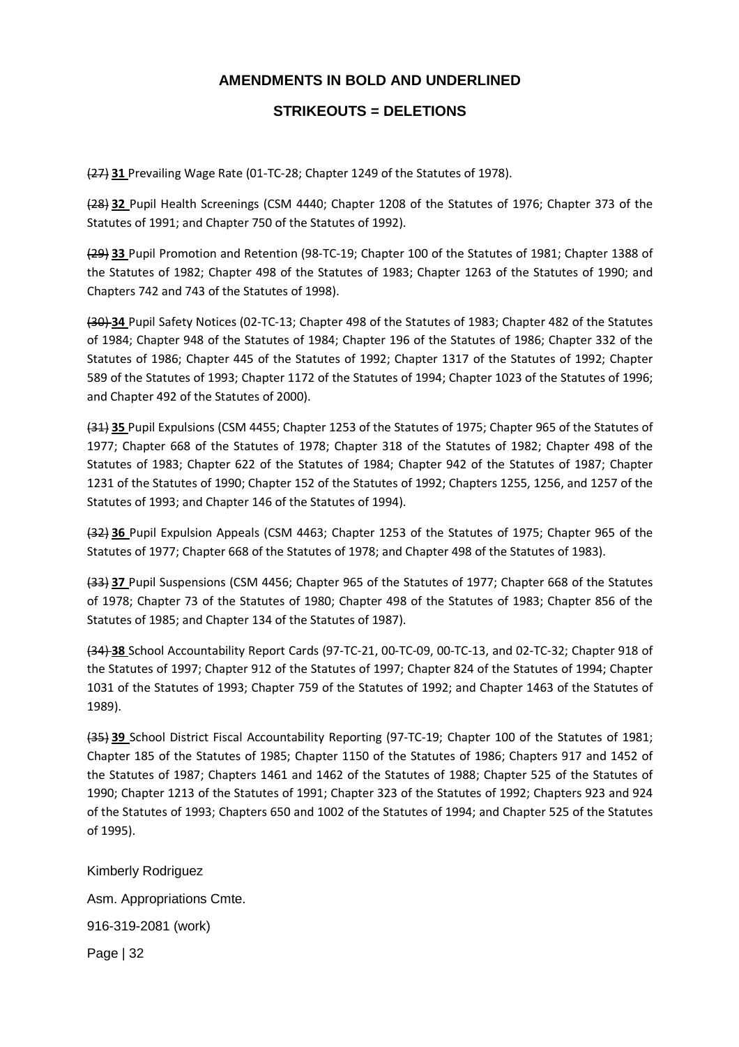**AMENDMENTS IN BOLD AND UNDERLINED**

**STRIKEOUTS = DELETIONS**

~~(27)~~ **<u>31</u>** Prevailing Wage Rate (01-TC-28; Chapter 1249 of the Statutes of 1978).

~~(28)~~ **<u>32</u>** Pupil Health Screenings (CSM 4440; Chapter 1208 of the Statutes of 1976; Chapter 373 of the Statutes of 1991; and Chapter 750 of the Statutes of 1992).

~~(29)~~ **<u>33</u>** Pupil Promotion and Retention (98-TC-19; Chapter 100 of the Statutes of 1981; Chapter 1388 of the Statutes of 1982; Chapter 498 of the Statutes of 1983; Chapter 1263 of the Statutes of 1990; and Chapters 742 and 743 of the Statutes of 1998).

~~(30)~~ **<u>34</u>** Pupil Safety Notices (02-TC-13; Chapter 498 of the Statutes of 1983; Chapter 482 of the Statutes of 1984; Chapter 948 of the Statutes of 1984; Chapter 196 of the Statutes of 1986; Chapter 332 of the Statutes of 1986; Chapter 445 of the Statutes of 1992; Chapter 1317 of the Statutes of 1992; Chapter 589 of the Statutes of 1993; Chapter 1172 of the Statutes of 1994; Chapter 1023 of the Statutes of 1996; and Chapter 492 of the Statutes of 2000).

~~(31)~~ **<u>35</u>** Pupil Expulsions (CSM 4455; Chapter 1253 of the Statutes of 1975; Chapter 965 of the Statutes of 1977; Chapter 668 of the Statutes of 1978; Chapter 318 of the Statutes of 1982; Chapter 498 of the Statutes of 1983; Chapter 622 of the Statutes of 1984; Chapter 942 of the Statutes of 1987; Chapter 1231 of the Statutes of 1990; Chapter 152 of the Statutes of 1992; Chapters 1255, 1256, and 1257 of the Statutes of 1993; and Chapter 146 of the Statutes of 1994).

~~(32)~~ **<u>36</u>** Pupil Expulsion Appeals (CSM 4463; Chapter 1253 of the Statutes of 1975; Chapter 965 of the Statutes of 1977; Chapter 668 of the Statutes of 1978; and Chapter 498 of the Statutes of 1983).

~~(33)~~ **<u>37</u>** Pupil Suspensions (CSM 4456; Chapter 965 of the Statutes of 1977; Chapter 668 of the Statutes of 1978; Chapter 73 of the Statutes of 1980; Chapter 498 of the Statutes of 1983; Chapter 856 of the Statutes of 1985; and Chapter 134 of the Statutes of 1987).

~~(34)~~ **<u>38</u>** School Accountability Report Cards (97-TC-21, 00-TC-09, 00-TC-13, and 02-TC-32; Chapter 918 of the Statutes of 1997; Chapter 912 of the Statutes of 1997; Chapter 824 of the Statutes of 1994; Chapter 1031 of the Statutes of 1993; Chapter 759 of the Statutes of 1992; and Chapter 1463 of the Statutes of 1989).

~~(35)~~ **<u>39</u>** School District Fiscal Accountability Reporting (97-TC-19; Chapter 100 of the Statutes of 1981; Chapter 185 of the Statutes of 1985; Chapter 1150 of the Statutes of 1986; Chapters 917 and 1452 of the Statutes of 1987; Chapters 1461 and 1462 of the Statutes of 1988; Chapter 525 of the Statutes of 1990; Chapter 1213 of the Statutes of 1991; Chapter 323 of the Statutes of 1992; Chapters 923 and 924 of the Statutes of 1993; Chapters 650 and 1002 of the Statutes of 1994; and Chapter 525 of the Statutes of 1995).

Kimberly Rodriguez

Asm. Appropriations Cmte.

916-319-2081 (work)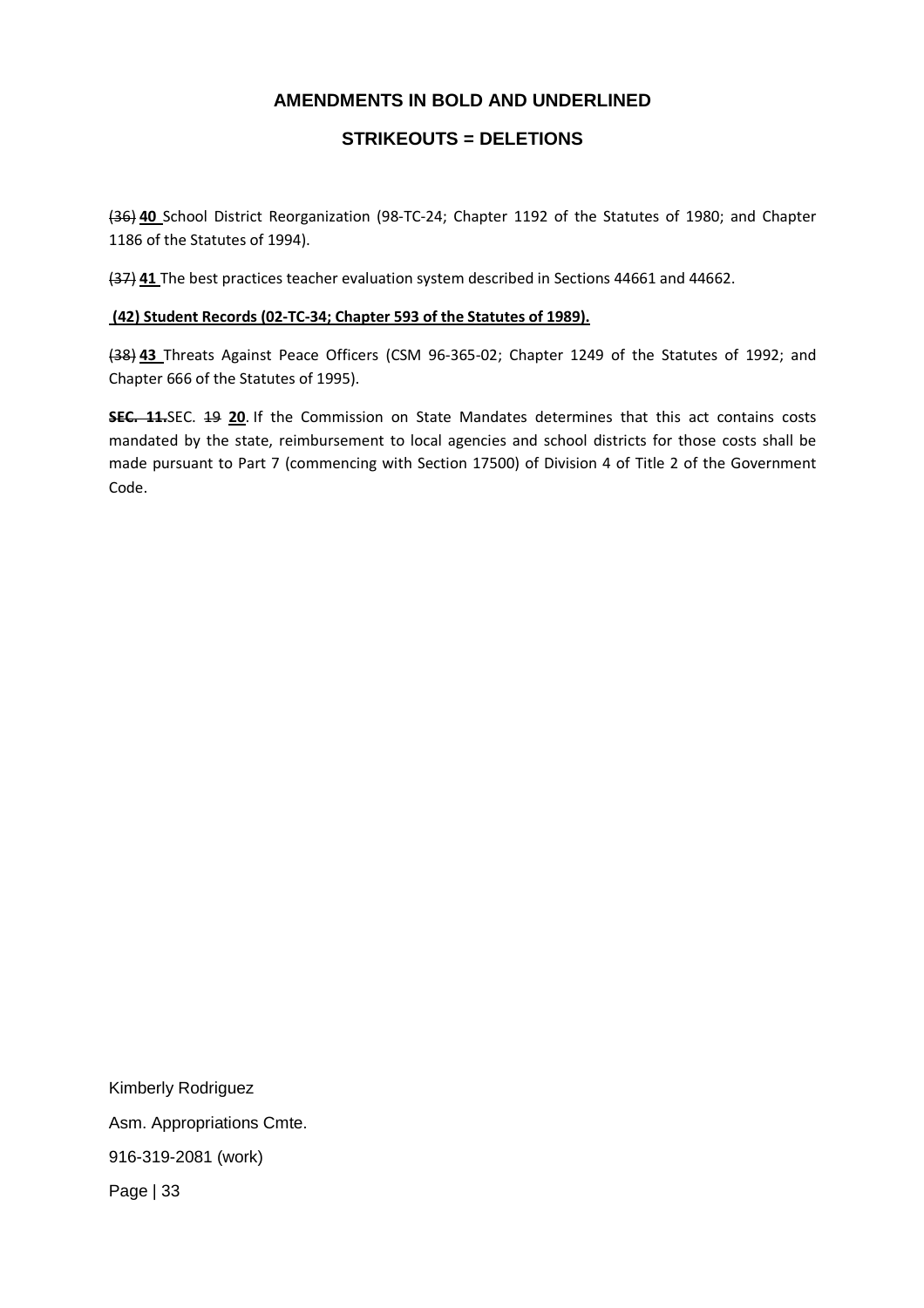**AMENDMENTS IN BOLD AND UNDERLINED**

**STRIKEOUTS = DELETIONS**

~~(36)~~ **40** School District Reorganization (98-TC-24; Chapter 1192 of the Statutes of 1980; and Chapter 1186 of the Statutes of 1994).

~~(37)~~ **41** The best practices teacher evaluation system described in Sections 44661 and 44662.

**(42) Student Records (02-TC-34; Chapter 593 of the Statutes of 1989).**

~~(38)~~ **43** Threats Against Peace Officers (CSM 96-365-02; Chapter 1249 of the Statutes of 1992; and Chapter 666 of the Statutes of 1995).

~~**SEC. 11.**~~SEC. ~~19~~ **20**. If the Commission on State Mandates determines that this act contains costs mandated by the state, reimbursement to local agencies and school districts for those costs shall be made pursuant to Part 7 (commencing with Section 17500) of Division 4 of Title 2 of the Government Code.

Kimberly Rodriguez

Asm. Appropriations Cmte.

916-319-2081 (work)